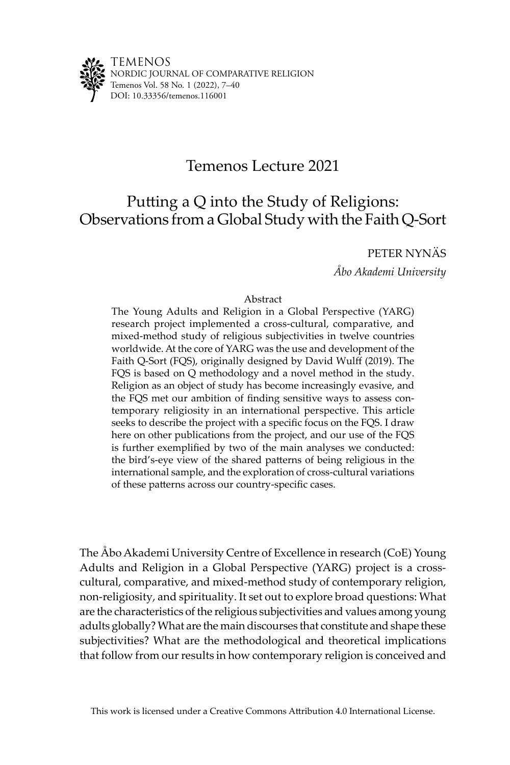TEMENOS
NORDIC JOURNAL OF COMPARATIVE RELIGION
Temenos Vol. 58 No. 1 (2022), 7–40
DOI: 10.33356/temenos.116001

# Temenos Lecture 2021

# Putting a Q into the Study of Religions: Observations from a Global Study with the Faith Q-Sort

PETER NYNÄS

*Åbo Akademi University*

## Abstract

The Young Adults and Religion in a Global Perspective (YARG) research project implemented a cross-cultural, comparative, and mixed-method study of religious subjectivities in twelve countries worldwide. At the core of YARG was the use and development of the Faith Q-Sort (FQS), originally designed by David Wulff (2019). The FQS is based on Q methodology and a novel method in the study. Religion as an object of study has become increasingly evasive, and the FQS met our ambition of finding sensitive ways to assess contemporary religiosity in an international perspective. This article seeks to describe the project with a specific focus on the FQS. I draw here on other publications from the project, and our use of the FQS is further exemplified by two of the main analyses we conducted: the bird's-eye view of the shared patterns of being religious in the international sample, and the exploration of cross-cultural variations of these patterns across our country-specific cases.

The Åbo Akademi University Centre of Excellence in research (CoE) Young Adults and Religion in a Global Perspective (YARG) project is a cross-cultural, comparative, and mixed-method study of contemporary religion, non-religiosity, and spirituality. It set out to explore broad questions: What are the characteristics of the religious subjectivities and values among young adults globally? What are the main discourses that constitute and shape these subjectivities? What are the methodological and theoretical implications that follow from our results in how contemporary religion is conceived and

This work is licensed under a Creative Commons Attribution 4.0 International License.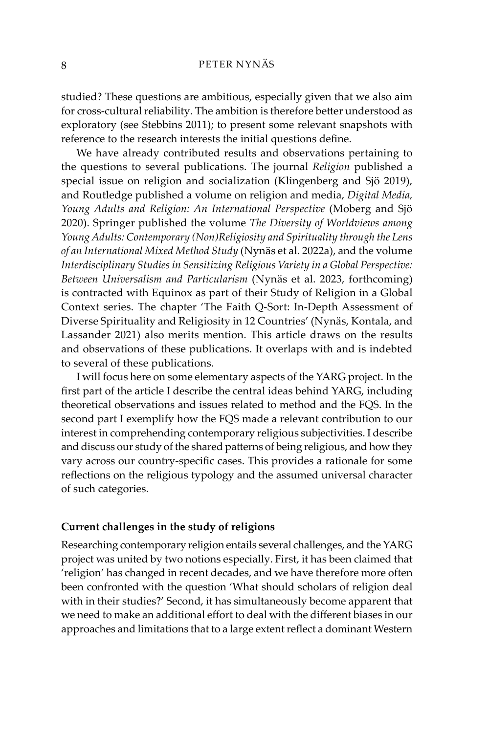studied? These questions are ambitious, especially given that we also aim for cross-cultural reliability. The ambition is therefore better understood as exploratory (see Stebbins 2011); to present some relevant snapshots with reference to the research interests the initial questions define.

We have already contributed results and observations pertaining to the questions to several publications. The journal *Religion* published a special issue on religion and socialization (Klingenberg and Sjö 2019), and Routledge published a volume on religion and media, *Digital Media, Young Adults and Religion: An International Perspective* (Moberg and Sjö 2020). Springer published the volume *The Diversity of Worldviews among Young Adults: Contemporary (Non)Religiosity and Spirituality through the Lens of an International Mixed Method Study* (Nynäs et al. 2022a), and the volume *Interdisciplinary Studies in Sensitizing Religious Variety in a Global Perspective: Between Universalism and Particularism* (Nynäs et al. 2023, forthcoming) is contracted with Equinox as part of their Study of Religion in a Global Context series. The chapter 'The Faith Q-Sort: In-Depth Assessment of Diverse Spirituality and Religiosity in 12 Countries' (Nynäs, Kontala, and Lassander 2021) also merits mention. This article draws on the results and observations of these publications. It overlaps with and is indebted to several of these publications.

I will focus here on some elementary aspects of the YARG project. In the first part of the article I describe the central ideas behind YARG, including theoretical observations and issues related to method and the FQS. In the second part I exemplify how the FQS made a relevant contribution to our interest in comprehending contemporary religious subjectivities. I describe and discuss our study of the shared patterns of being religious, and how they vary across our country-specific cases. This provides a rationale for some reflections on the religious typology and the assumed universal character of such categories.

## Current challenges in the study of religions

Researching contemporary religion entails several challenges, and the YARG project was united by two notions especially. First, it has been claimed that 'religion' has changed in recent decades, and we have therefore more often been confronted with the question 'What should scholars of religion deal with in their studies?' Second, it has simultaneously become apparent that we need to make an additional effort to deal with the different biases in our approaches and limitations that to a large extent reflect a dominant Western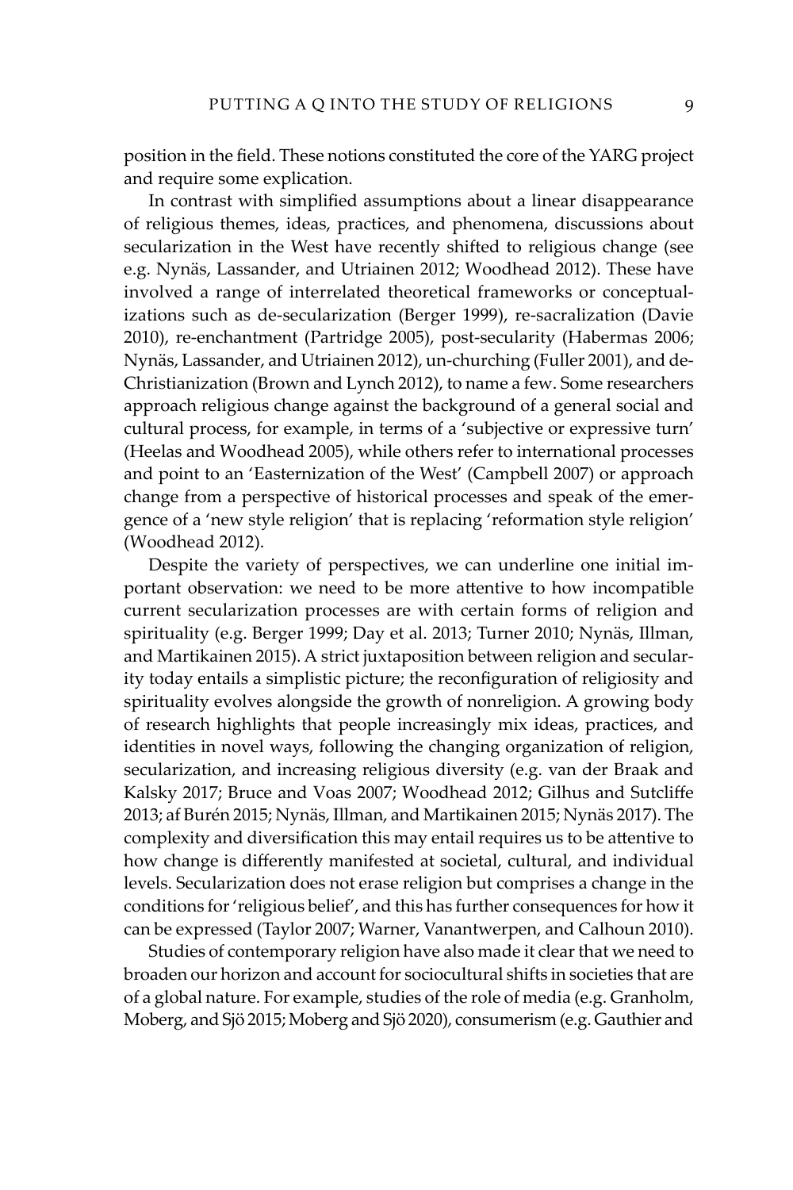position in the field. These notions constituted the core of the YARG project and require some explication.

In contrast with simplified assumptions about a linear disappearance of religious themes, ideas, practices, and phenomena, discussions about secularization in the West have recently shifted to religious change (see e.g. Nynäs, Lassander, and Utriainen 2012; Woodhead 2012). These have involved a range of interrelated theoretical frameworks or conceptualizations such as de-secularization (Berger 1999), re-sacralization (Davie 2010), re-enchantment (Partridge 2005), post-secularity (Habermas 2006; Nynäs, Lassander, and Utriainen 2012), un-churching (Fuller 2001), and de-Christianization (Brown and Lynch 2012), to name a few. Some researchers approach religious change against the background of a general social and cultural process, for example, in terms of a 'subjective or expressive turn' (Heelas and Woodhead 2005), while others refer to international processes and point to an 'Easternization of the West' (Campbell 2007) or approach change from a perspective of historical processes and speak of the emergence of a 'new style religion' that is replacing 'reformation style religion' (Woodhead 2012).

Despite the variety of perspectives, we can underline one initial important observation: we need to be more attentive to how incompatible current secularization processes are with certain forms of religion and spirituality (e.g. Berger 1999; Day et al. 2013; Turner 2010; Nynäs, Illman, and Martikainen 2015). A strict juxtaposition between religion and secularity today entails a simplistic picture; the reconfiguration of religiosity and spirituality evolves alongside the growth of nonreligion. A growing body of research highlights that people increasingly mix ideas, practices, and identities in novel ways, following the changing organization of religion, secularization, and increasing religious diversity (e.g. van der Braak and Kalsky 2017; Bruce and Voas 2007; Woodhead 2012; Gilhus and Sutcliffe 2013; af Burén 2015; Nynäs, Illman, and Martikainen 2015; Nynäs 2017). The complexity and diversification this may entail requires us to be attentive to how change is differently manifested at societal, cultural, and individual levels. Secularization does not erase religion but comprises a change in the conditions for 'religious belief', and this has further consequences for how it can be expressed (Taylor 2007; Warner, Vanantwerpen, and Calhoun 2010).

Studies of contemporary religion have also made it clear that we need to broaden our horizon and account for sociocultural shifts in societies that are of a global nature. For example, studies of the role of media (e.g. Granholm, Moberg, and Sjö 2015; Moberg and Sjö 2020), consumerism (e.g. Gauthier and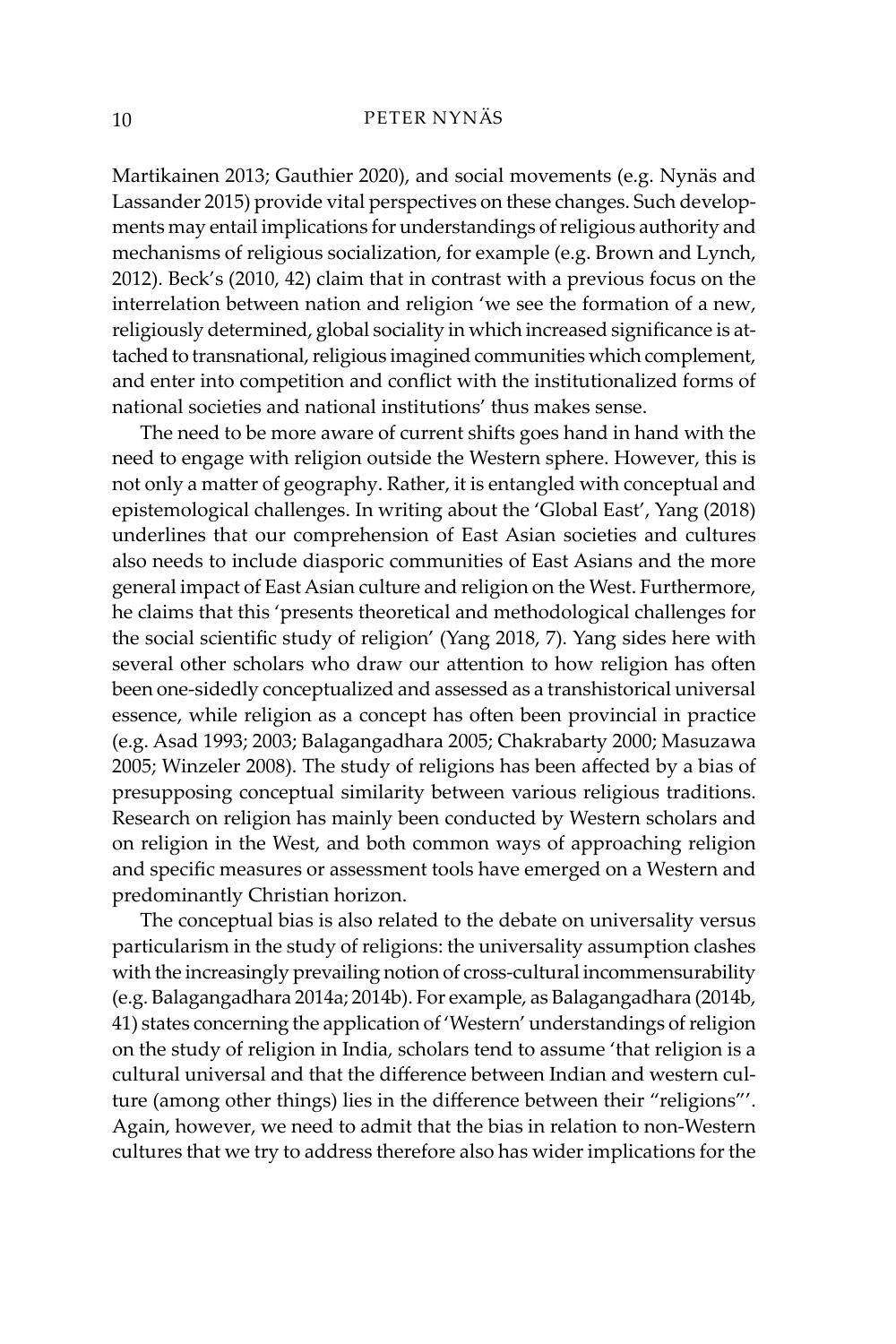Martikainen 2013; Gauthier 2020), and social movements (e.g. Nynäs and Lassander 2015) provide vital perspectives on these changes. Such developments may entail implications for understandings of religious authority and mechanisms of religious socialization, for example (e.g. Brown and Lynch, 2012). Beck's (2010, 42) claim that in contrast with a previous focus on the interrelation between nation and religion 'we see the formation of a new, religiously determined, global sociality in which increased significance is attached to transnational, religious imagined communities which complement, and enter into competition and conflict with the institutionalized forms of national societies and national institutions' thus makes sense.

The need to be more aware of current shifts goes hand in hand with the need to engage with religion outside the Western sphere. However, this is not only a matter of geography. Rather, it is entangled with conceptual and epistemological challenges. In writing about the 'Global East', Yang (2018) underlines that our comprehension of East Asian societies and cultures also needs to include diasporic communities of East Asians and the more general impact of East Asian culture and religion on the West. Furthermore, he claims that this 'presents theoretical and methodological challenges for the social scientific study of religion' (Yang 2018, 7). Yang sides here with several other scholars who draw our attention to how religion has often been one-sidedly conceptualized and assessed as a transhistorical universal essence, while religion as a concept has often been provincial in practice (e.g. Asad 1993; 2003; Balagangadhara 2005; Chakrabarty 2000; Masuzawa 2005; Winzeler 2008). The study of religions has been affected by a bias of presupposing conceptual similarity between various religious traditions. Research on religion has mainly been conducted by Western scholars and on religion in the West, and both common ways of approaching religion and specific measures or assessment tools have emerged on a Western and predominantly Christian horizon.

The conceptual bias is also related to the debate on universality versus particularism in the study of religions: the universality assumption clashes with the increasingly prevailing notion of cross-cultural incommensurability (e.g. Balagangadhara 2014a; 2014b). For example, as Balagangadhara (2014b, 41) states concerning the application of 'Western' understandings of religion on the study of religion in India, scholars tend to assume 'that religion is a cultural universal and that the difference between Indian and western culture (among other things) lies in the difference between their "religions"'. Again, however, we need to admit that the bias in relation to non-Western cultures that we try to address therefore also has wider implications for the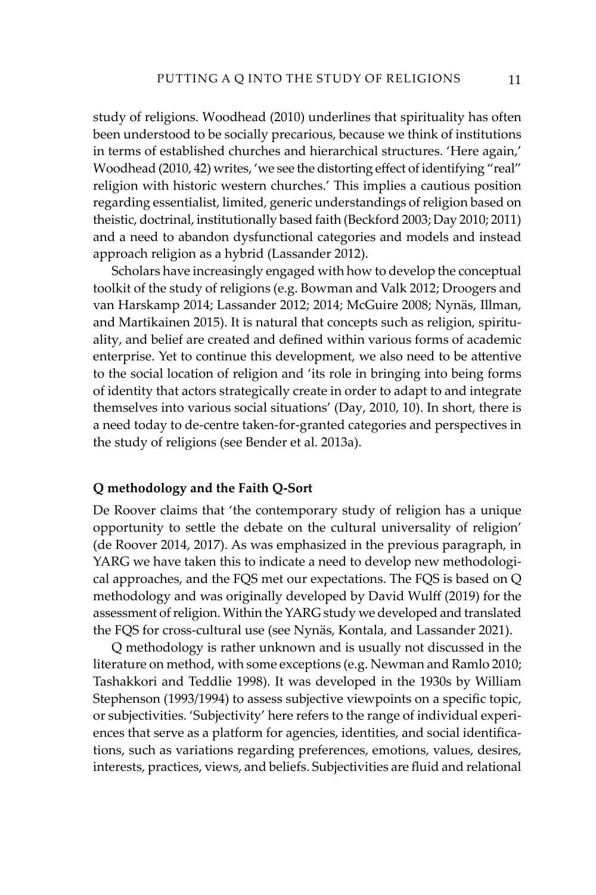study of religions. Woodhead (2010) underlines that spirituality has often been understood to be socially precarious, because we think of institutions in terms of established churches and hierarchical structures. 'Here again,' Woodhead (2010, 42) writes, 'we see the distorting effect of identifying "real" religion with historic western churches.' This implies a cautious position regarding essentialist, limited, generic understandings of religion based on theistic, doctrinal, institutionally based faith (Beckford 2003; Day 2010; 2011) and a need to abandon dysfunctional categories and models and instead approach religion as a hybrid (Lassander 2012).

Scholars have increasingly engaged with how to develop the conceptual toolkit of the study of religions (e.g. Bowman and Valk 2012; Droogers and van Harskamp 2014; Lassander 2012; 2014; McGuire 2008; Nynäs, Illman, and Martikainen 2015). It is natural that concepts such as religion, spirituality, and belief are created and defined within various forms of academic enterprise. Yet to continue this development, we also need to be attentive to the social location of religion and 'its role in bringing into being forms of identity that actors strategically create in order to adapt to and integrate themselves into various social situations' (Day, 2010, 10). In short, there is a need today to de-centre taken-for-granted categories and perspectives in the study of religions (see Bender et al. 2013a).

## Q methodology and the Faith Q-Sort

De Roover claims that 'the contemporary study of religion has a unique opportunity to settle the debate on the cultural universality of religion' (de Roover 2014, 2017). As was emphasized in the previous paragraph, in YARG we have taken this to indicate a need to develop new methodological approaches, and the FQS met our expectations. The FQS is based on Q methodology and was originally developed by David Wulff (2019) for the assessment of religion. Within the YARG study we developed and translated the FQS for cross-cultural use (see Nynäs, Kontala, and Lassander 2021).

Q methodology is rather unknown and is usually not discussed in the literature on method, with some exceptions (e.g. Newman and Ramlo 2010; Tashakkori and Teddlie 1998). It was developed in the 1930s by William Stephenson (1993/1994) to assess subjective viewpoints on a specific topic, or subjectivities. 'Subjectivity' here refers to the range of individual experiences that serve as a platform for agencies, identities, and social identifications, such as variations regarding preferences, emotions, values, desires, interests, practices, views, and beliefs. Subjectivities are fluid and relational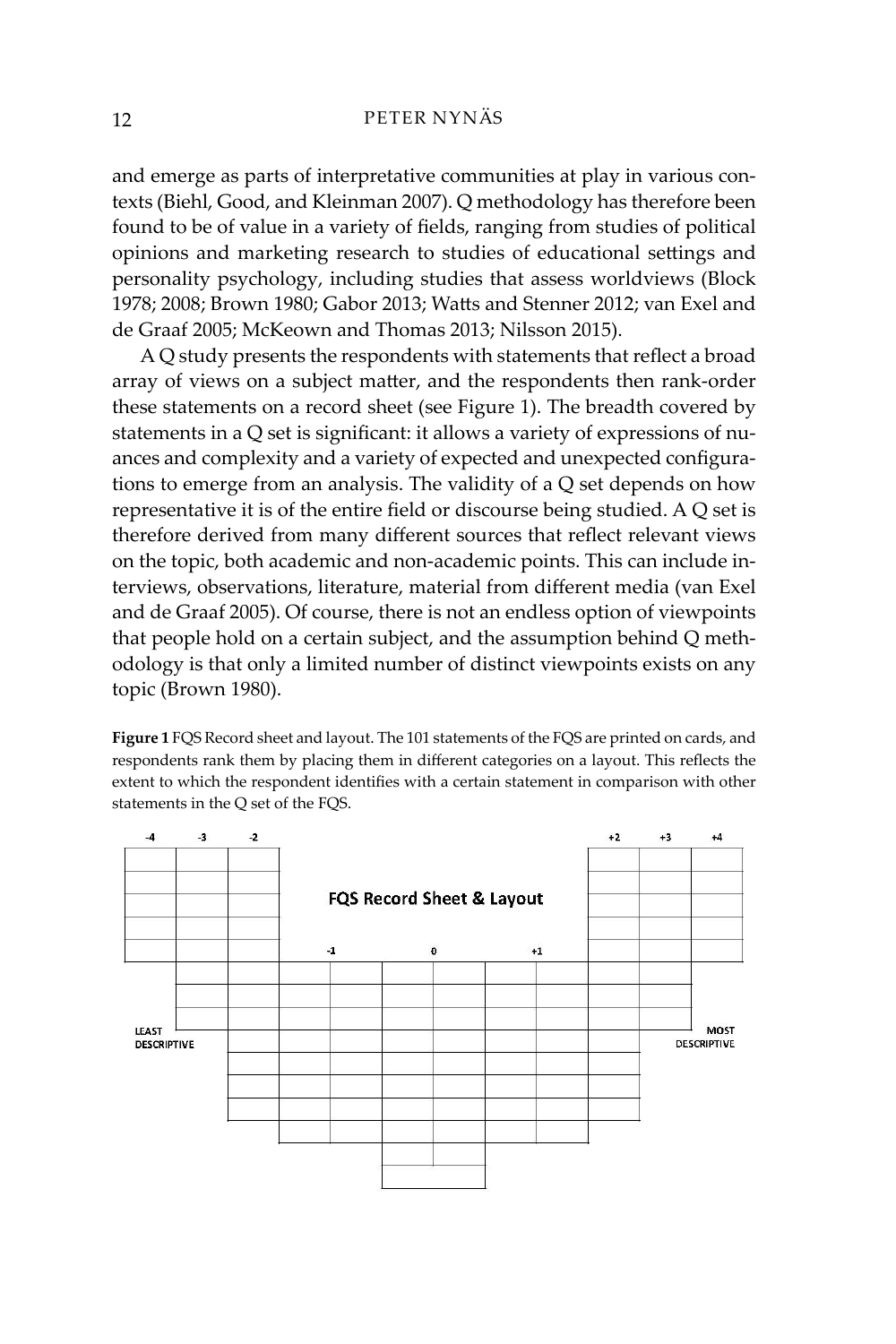and emerge as parts of interpretative communities at play in various contexts (Biehl, Good, and Kleinman 2007). Q methodology has therefore been found to be of value in a variety of fields, ranging from studies of political opinions and marketing research to studies of educational settings and personality psychology, including studies that assess worldviews (Block 1978; 2008; Brown 1980; Gabor 2013; Watts and Stenner 2012; van Exel and de Graaf 2005; McKeown and Thomas 2013; Nilsson 2015).

A Q study presents the respondents with statements that reflect a broad array of views on a subject matter, and the respondents then rank-order these statements on a record sheet (see Figure 1). The breadth covered by statements in a Q set is significant: it allows a variety of expressions of nuances and complexity and a variety of expected and unexpected configurations to emerge from an analysis. The validity of a Q set depends on how representative it is of the entire field or discourse being studied. A Q set is therefore derived from many different sources that reflect relevant views on the topic, both academic and non-academic points. This can include interviews, observations, literature, material from different media (van Exel and de Graaf 2005). Of course, there is not an endless option of viewpoints that people hold on a certain subject, and the assumption behind Q methodology is that only a limited number of distinct viewpoints exists on any topic (Brown 1980).

**Figure 1** FQS Record sheet and layout. The 101 statements of the FQS are printed on cards, and respondents rank them by placing them in different categories on a layout. This reflects the extent to which the respondent identifies with a certain statement in comparison with other statements in the Q set of the FQS.

**FQS Record Sheet & Layout**

| -4 | -3 | -2 | -1 | 0 | +1 | +2 | +3 | +4 |
|---|---|---|---|---|---|---|---|---|
| LEAST DESCRIPTIVE | | | | | | | | MOST DESCRIPTIVE |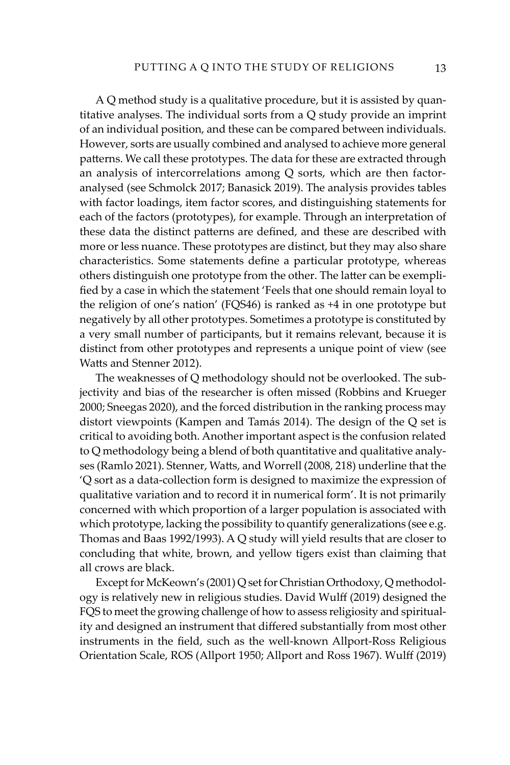A Q method study is a qualitative procedure, but it is assisted by quantitative analyses. The individual sorts from a Q study provide an imprint of an individual position, and these can be compared between individuals. However, sorts are usually combined and analysed to achieve more general patterns. We call these prototypes. The data for these are extracted through an analysis of intercorrelations among Q sorts, which are then factor-analysed (see Schmolck 2017; Banasick 2019). The analysis provides tables with factor loadings, item factor scores, and distinguishing statements for each of the factors (prototypes), for example. Through an interpretation of these data the distinct patterns are defined, and these are described with more or less nuance. These prototypes are distinct, but they may also share characteristics. Some statements define a particular prototype, whereas others distinguish one prototype from the other. The latter can be exemplified by a case in which the statement 'Feels that one should remain loyal to the religion of one's nation' (FQS46) is ranked as +4 in one prototype but negatively by all other prototypes. Sometimes a prototype is constituted by a very small number of participants, but it remains relevant, because it is distinct from other prototypes and represents a unique point of view (see Watts and Stenner 2012).

The weaknesses of Q methodology should not be overlooked. The subjectivity and bias of the researcher is often missed (Robbins and Krueger 2000; Sneegas 2020), and the forced distribution in the ranking process may distort viewpoints (Kampen and Tamás 2014). The design of the Q set is critical to avoiding both. Another important aspect is the confusion related to Q methodology being a blend of both quantitative and qualitative analyses (Ramlo 2021). Stenner, Watts, and Worrell (2008, 218) underline that the 'Q sort as a data-collection form is designed to maximize the expression of qualitative variation and to record it in numerical form'. It is not primarily concerned with which proportion of a larger population is associated with which prototype, lacking the possibility to quantify generalizations (see e.g. Thomas and Baas 1992/1993). A Q study will yield results that are closer to concluding that white, brown, and yellow tigers exist than claiming that all crows are black.

Except for McKeown's (2001) Q set for Christian Orthodoxy, Q methodology is relatively new in religious studies. David Wulff (2019) designed the FQS to meet the growing challenge of how to assess religiosity and spirituality and designed an instrument that differed substantially from most other instruments in the field, such as the well-known Allport-Ross Religious Orientation Scale, ROS (Allport 1950; Allport and Ross 1967). Wulff (2019)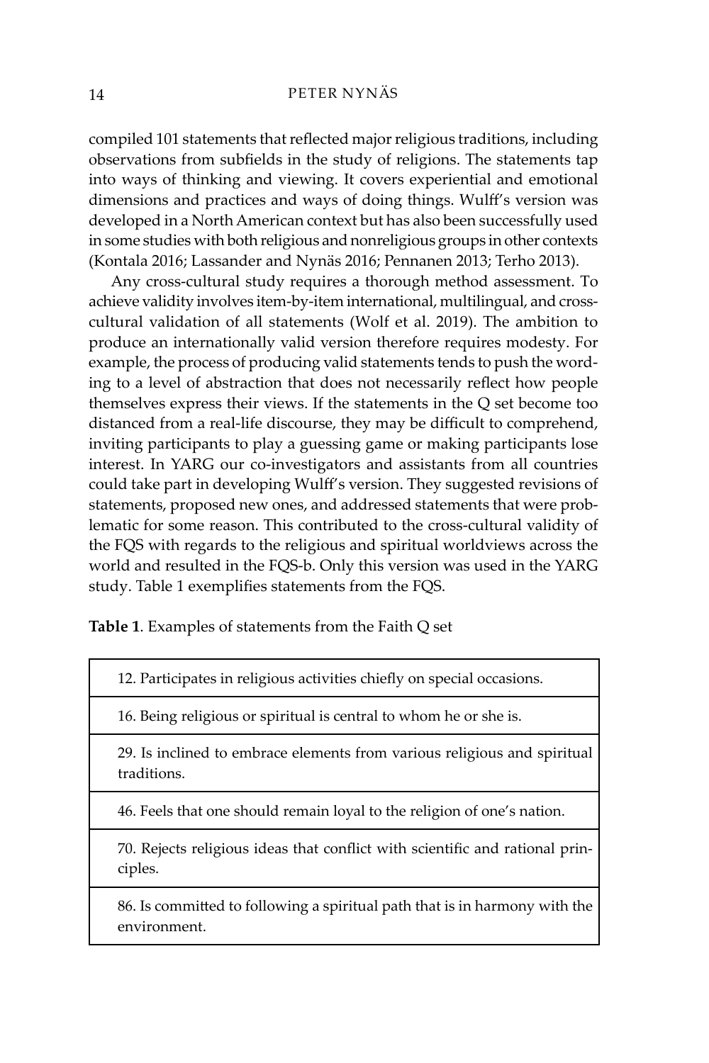compiled 101 statements that reflected major religious traditions, including observations from subfields in the study of religions. The statements tap into ways of thinking and viewing. It covers experiential and emotional dimensions and practices and ways of doing things. Wulff's version was developed in a North American context but has also been successfully used in some studies with both religious and nonreligious groups in other contexts (Kontala 2016; Lassander and Nynäs 2016; Pennanen 2013; Terho 2013).

Any cross-cultural study requires a thorough method assessment. To achieve validity involves item-by-item international, multilingual, and cross-cultural validation of all statements (Wolf et al. 2019). The ambition to produce an internationally valid version therefore requires modesty. For example, the process of producing valid statements tends to push the wording to a level of abstraction that does not necessarily reflect how people themselves express their views. If the statements in the Q set become too distanced from a real-life discourse, they may be difficult to comprehend, inviting participants to play a guessing game or making participants lose interest. In YARG our co-investigators and assistants from all countries could take part in developing Wulff's version. They suggested revisions of statements, proposed new ones, and addressed statements that were problematic for some reason. This contributed to the cross-cultural validity of the FQS with regards to the religious and spiritual worldviews across the world and resulted in the FQS-b. Only this version was used in the YARG study. Table 1 exemplifies statements from the FQS.

**Table 1**. Examples of statements from the Faith Q set

| |
|---|
| 12. Participates in religious activities chiefly on special occasions. |
| 16. Being religious or spiritual is central to whom he or she is. |
| 29. Is inclined to embrace elements from various religious and spiritual traditions. |
| 46. Feels that one should remain loyal to the religion of one's nation. |
| 70. Rejects religious ideas that conflict with scientific and rational principles. |
| 86. Is committed to following a spiritual path that is in harmony with the environment. |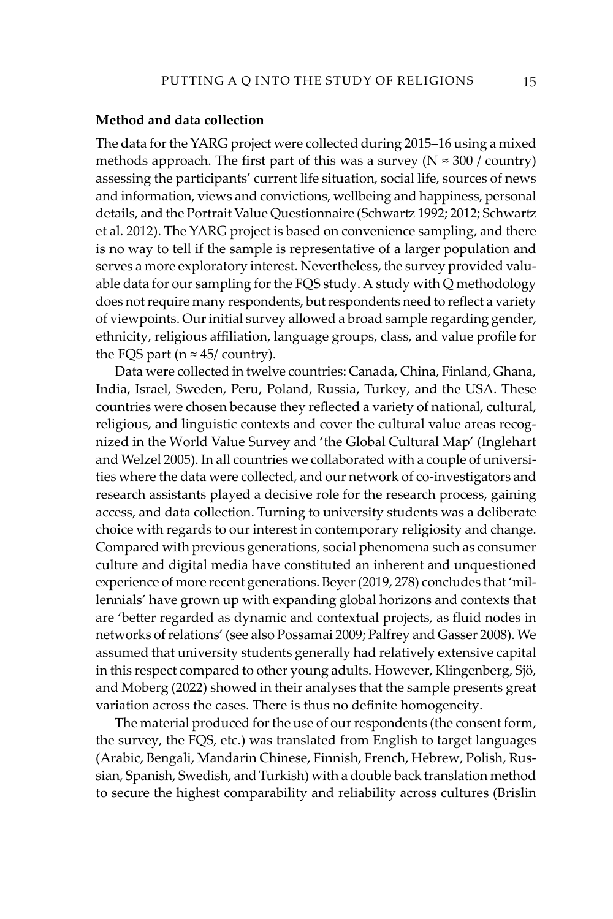### Method and data collection

The data for the YARG project were collected during 2015–16 using a mixed methods approach. The first part of this was a survey ($N \approx 300$ / country) assessing the participants' current life situation, social life, sources of news and information, views and convictions, wellbeing and happiness, personal details, and the Portrait Value Questionnaire (Schwartz 1992; 2012; Schwartz et al. 2012). The YARG project is based on convenience sampling, and there is no way to tell if the sample is representative of a larger population and serves a more exploratory interest. Nevertheless, the survey provided valuable data for our sampling for the FQS study. A study with Q methodology does not require many respondents, but respondents need to reflect a variety of viewpoints. Our initial survey allowed a broad sample regarding gender, ethnicity, religious affiliation, language groups, class, and value profile for the FQS part ($n \approx 45$/ country).

Data were collected in twelve countries: Canada, China, Finland, Ghana, India, Israel, Sweden, Peru, Poland, Russia, Turkey, and the USA. These countries were chosen because they reflected a variety of national, cultural, religious, and linguistic contexts and cover the cultural value areas recognized in the World Value Survey and 'the Global Cultural Map' (Inglehart and Welzel 2005). In all countries we collaborated with a couple of universities where the data were collected, and our network of co-investigators and research assistants played a decisive role for the research process, gaining access, and data collection. Turning to university students was a deliberate choice with regards to our interest in contemporary religiosity and change. Compared with previous generations, social phenomena such as consumer culture and digital media have constituted an inherent and unquestioned experience of more recent generations. Beyer (2019, 278) concludes that 'millennials' have grown up with expanding global horizons and contexts that are 'better regarded as dynamic and contextual projects, as fluid nodes in networks of relations' (see also Possamai 2009; Palfrey and Gasser 2008). We assumed that university students generally had relatively extensive capital in this respect compared to other young adults. However, Klingenberg, Sjö, and Moberg (2022) showed in their analyses that the sample presents great variation across the cases. There is thus no definite homogeneity.

The material produced for the use of our respondents (the consent form, the survey, the FQS, etc.) was translated from English to target languages (Arabic, Bengali, Mandarin Chinese, Finnish, French, Hebrew, Polish, Russian, Spanish, Swedish, and Turkish) with a double back translation method to secure the highest comparability and reliability across cultures (Brislin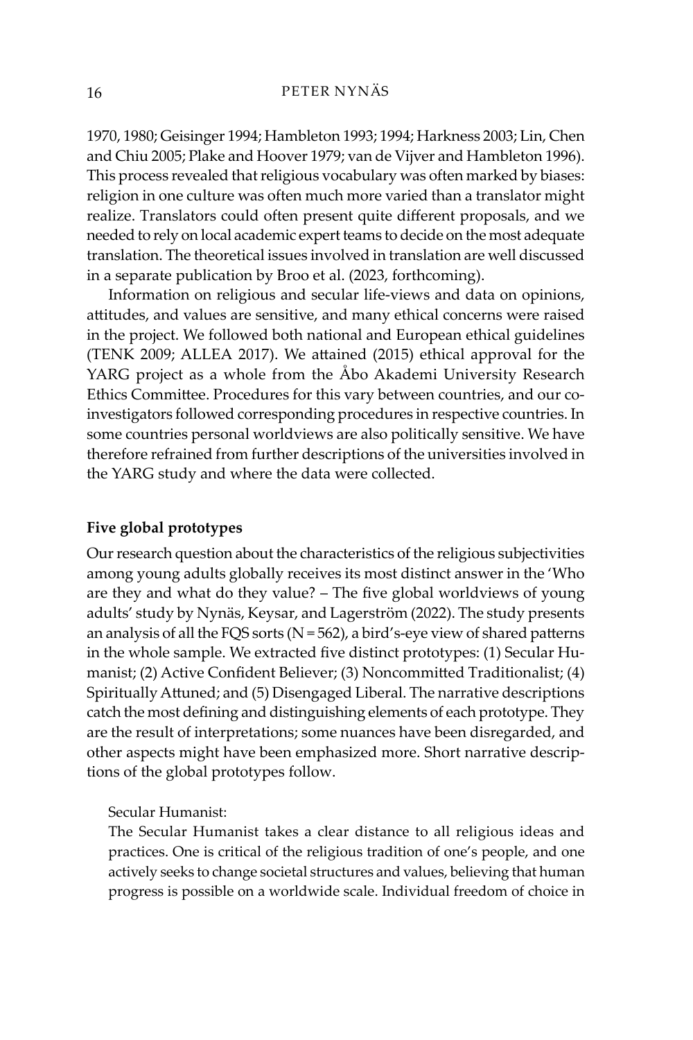1970, 1980; Geisinger 1994; Hambleton 1993; 1994; Harkness 2003; Lin, Chen and Chiu 2005; Plake and Hoover 1979; van de Vijver and Hambleton 1996). This process revealed that religious vocabulary was often marked by biases: religion in one culture was often much more varied than a translator might realize. Translators could often present quite different proposals, and we needed to rely on local academic expert teams to decide on the most adequate translation. The theoretical issues involved in translation are well discussed in a separate publication by Broo et al. (2023, forthcoming).

Information on religious and secular life-views and data on opinions, attitudes, and values are sensitive, and many ethical concerns were raised in the project. We followed both national and European ethical guidelines (TENK 2009; ALLEA 2017). We attained (2015) ethical approval for the YARG project as a whole from the Åbo Akademi University Research Ethics Committee. Procedures for this vary between countries, and our co-investigators followed corresponding procedures in respective countries. In some countries personal worldviews are also politically sensitive. We have therefore refrained from further descriptions of the universities involved in the YARG study and where the data were collected.

**Five global prototypes**

Our research question about the characteristics of the religious subjectivities among young adults globally receives its most distinct answer in the 'Who are they and what do they value? – The five global worldviews of young adults' study by Nynäs, Keysar, and Lagerström (2022). The study presents an analysis of all the FQS sorts (N = 562), a bird's-eye view of shared patterns in the whole sample. We extracted five distinct prototypes: (1) Secular Humanist; (2) Active Confident Believer; (3) Noncommitted Traditionalist; (4) Spiritually Attuned; and (5) Disengaged Liberal. The narrative descriptions catch the most defining and distinguishing elements of each prototype. They are the result of interpretations; some nuances have been disregarded, and other aspects might have been emphasized more. Short narrative descriptions of the global prototypes follow.

> Secular Humanist:
>
> The Secular Humanist takes a clear distance to all religious ideas and practices. One is critical of the religious tradition of one's people, and one actively seeks to change societal structures and values, believing that human progress is possible on a worldwide scale. Individual freedom of choice in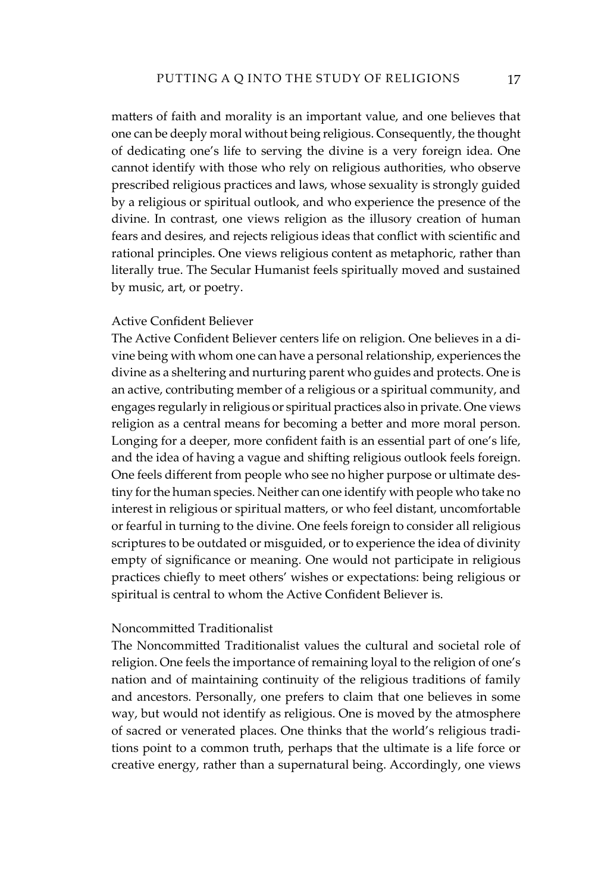matters of faith and morality is an important value, and one believes that one can be deeply moral without being religious. Consequently, the thought of dedicating one's life to serving the divine is a very foreign idea. One cannot identify with those who rely on religious authorities, who observe prescribed religious practices and laws, whose sexuality is strongly guided by a religious or spiritual outlook, and who experience the presence of the divine. In contrast, one views religion as the illusory creation of human fears and desires, and rejects religious ideas that conflict with scientific and rational principles. One views religious content as metaphoric, rather than literally true. The Secular Humanist feels spiritually moved and sustained by music, art, or poetry.

### Active Confident Believer

The Active Confident Believer centers life on religion. One believes in a divine being with whom one can have a personal relationship, experiences the divine as a sheltering and nurturing parent who guides and protects. One is an active, contributing member of a religious or a spiritual community, and engages regularly in religious or spiritual practices also in private. One views religion as a central means for becoming a better and more moral person. Longing for a deeper, more confident faith is an essential part of one's life, and the idea of having a vague and shifting religious outlook feels foreign. One feels different from people who see no higher purpose or ultimate destiny for the human species. Neither can one identify with people who take no interest in religious or spiritual matters, or who feel distant, uncomfortable or fearful in turning to the divine. One feels foreign to consider all religious scriptures to be outdated or misguided, or to experience the idea of divinity empty of significance or meaning. One would not participate in religious practices chiefly to meet others' wishes or expectations: being religious or spiritual is central to whom the Active Confident Believer is.

### Noncommitted Traditionalist

The Noncommitted Traditionalist values the cultural and societal role of religion. One feels the importance of remaining loyal to the religion of one's nation and of maintaining continuity of the religious traditions of family and ancestors. Personally, one prefers to claim that one believes in some way, but would not identify as religious. One is moved by the atmosphere of sacred or venerated places. One thinks that the world's religious traditions point to a common truth, perhaps that the ultimate is a life force or creative energy, rather than a supernatural being. Accordingly, one views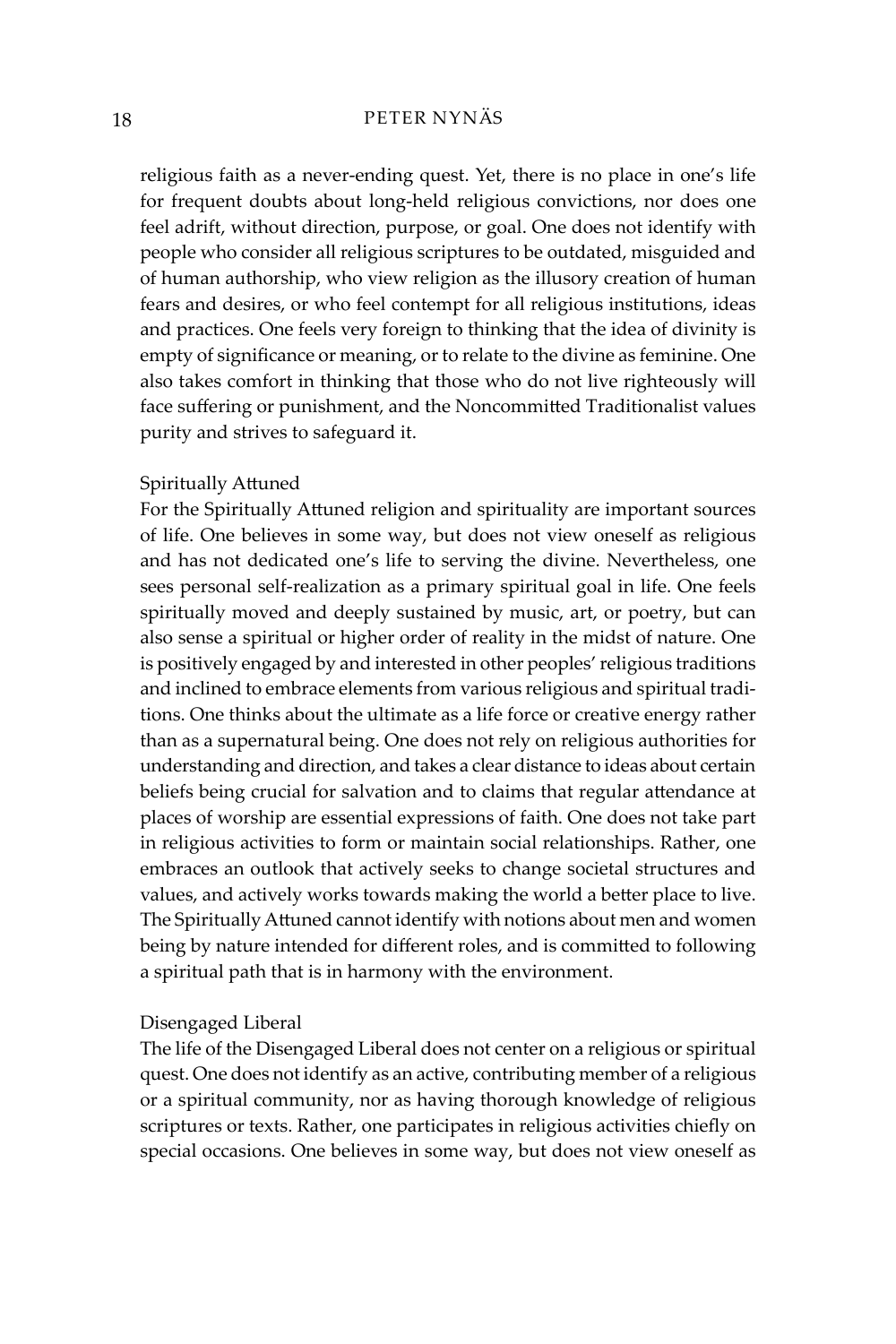religious faith as a never-ending quest. Yet, there is no place in one's life for frequent doubts about long-held religious convictions, nor does one feel adrift, without direction, purpose, or goal. One does not identify with people who consider all religious scriptures to be outdated, misguided and of human authorship, who view religion as the illusory creation of human fears and desires, or who feel contempt for all religious institutions, ideas and practices. One feels very foreign to thinking that the idea of divinity is empty of significance or meaning, or to relate to the divine as feminine. One also takes comfort in thinking that those who do not live righteously will face suffering or punishment, and the Noncommitted Traditionalist values purity and strives to safeguard it.

### Spiritually Attuned

For the Spiritually Attuned religion and spirituality are important sources of life. One believes in some way, but does not view oneself as religious and has not dedicated one's life to serving the divine. Nevertheless, one sees personal self-realization as a primary spiritual goal in life. One feels spiritually moved and deeply sustained by music, art, or poetry, but can also sense a spiritual or higher order of reality in the midst of nature. One is positively engaged by and interested in other peoples' religious traditions and inclined to embrace elements from various religious and spiritual traditions. One thinks about the ultimate as a life force or creative energy rather than as a supernatural being. One does not rely on religious authorities for understanding and direction, and takes a clear distance to ideas about certain beliefs being crucial for salvation and to claims that regular attendance at places of worship are essential expressions of faith. One does not take part in religious activities to form or maintain social relationships. Rather, one embraces an outlook that actively seeks to change societal structures and values, and actively works towards making the world a better place to live. The Spiritually Attuned cannot identify with notions about men and women being by nature intended for different roles, and is committed to following a spiritual path that is in harmony with the environment.

### Disengaged Liberal

The life of the Disengaged Liberal does not center on a religious or spiritual quest. One does not identify as an active, contributing member of a religious or a spiritual community, nor as having thorough knowledge of religious scriptures or texts. Rather, one participates in religious activities chiefly on special occasions. One believes in some way, but does not view oneself as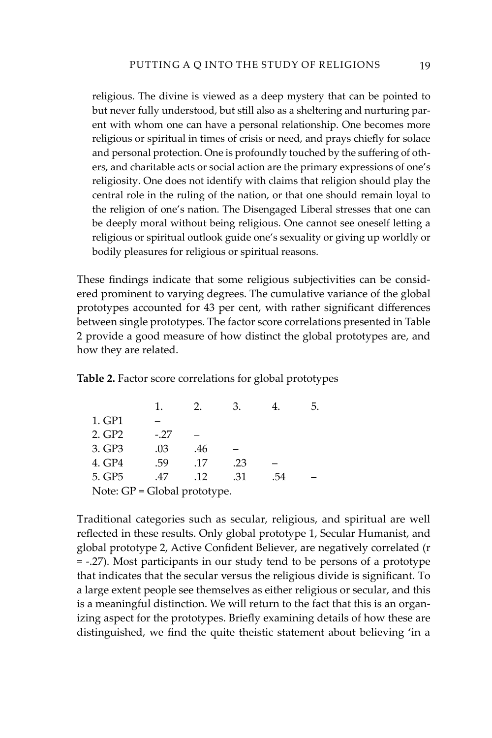religious. The divine is viewed as a deep mystery that can be pointed to but never fully understood, but still also as a sheltering and nurturing parent with whom one can have a personal relationship. One becomes more religious or spiritual in times of crisis or need, and prays chiefly for solace and personal protection. One is profoundly touched by the suffering of others, and charitable acts or social action are the primary expressions of one's religiosity. One does not identify with claims that religion should play the central role in the ruling of the nation, or that one should remain loyal to the religion of one's nation. The Disengaged Liberal stresses that one can be deeply moral without being religious. One cannot see oneself letting a religious or spiritual outlook guide one's sexuality or giving up worldly or bodily pleasures for religious or spiritual reasons.

These findings indicate that some religious subjectivities can be considered prominent to varying degrees. The cumulative variance of the global prototypes accounted for 43 per cent, with rather significant differences between single prototypes. The factor score correlations presented in Table 2 provide a good measure of how distinct the global prototypes are, and how they are related.

**Table 2.** Factor score correlations for global prototypes

| | 1. | 2. | 3. | 4. | 5. |
|---|---|---|---|---|---|
| 1. GP1 | – | | | | |
| 2. GP2 | -.27 | – | | | |
| 3. GP3 | .03 | .46 | – | | |
| 4. GP4 | .59 | .17 | .23 | – | |
| 5. GP5 | .47 | .12 | .31 | .54 | – |

Note: GP = Global prototype.

Traditional categories such as secular, religious, and spiritual are well reflected in these results. Only global prototype 1, Secular Humanist, and global prototype 2, Active Confident Believer, are negatively correlated ($r = -.27$). Most participants in our study tend to be persons of a prototype that indicates that the secular versus the religious divide is significant. To a large extent people see themselves as either religious or secular, and this is a meaningful distinction. We will return to the fact that this is an organizing aspect for the prototypes. Briefly examining details of how these are distinguished, we find the quite theistic statement about believing 'in a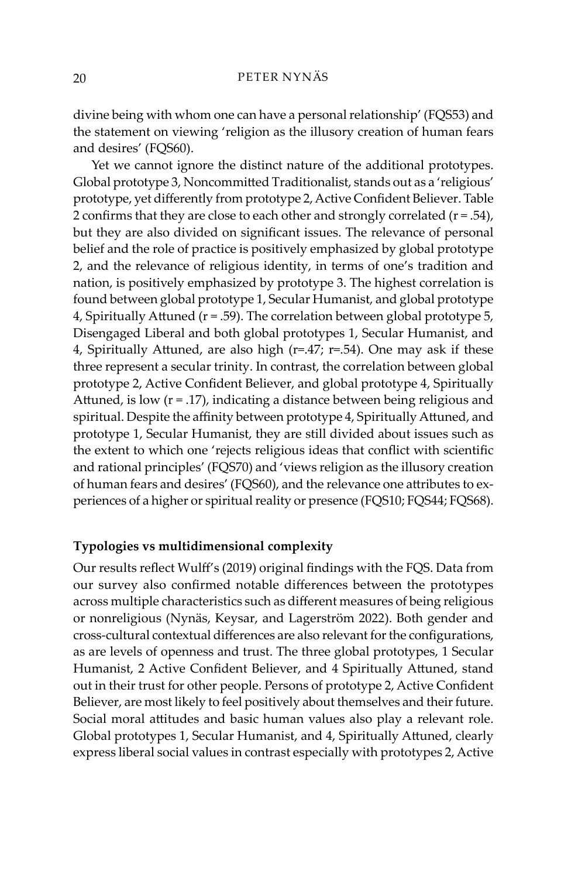divine being with whom one can have a personal relationship' (FQS53) and the statement on viewing 'religion as the illusory creation of human fears and desires' (FQS60).

Yet we cannot ignore the distinct nature of the additional prototypes. Global prototype 3, Noncommitted Traditionalist, stands out as a 'religious' prototype, yet differently from prototype 2, Active Confident Believer. Table 2 confirms that they are close to each other and strongly correlated ($r = .54$), but they are also divided on significant issues. The relevance of personal belief and the role of practice is positively emphasized by global prototype 2, and the relevance of religious identity, in terms of one's tradition and nation, is positively emphasized by prototype 3. The highest correlation is found between global prototype 1, Secular Humanist, and global prototype 4, Spiritually Attuned ($r = .59$). The correlation between global prototype 5, Disengaged Liberal and both global prototypes 1, Secular Humanist, and 4, Spiritually Attuned, are also high ($r=.47$; $r=.54$). One may ask if these three represent a secular trinity. In contrast, the correlation between global prototype 2, Active Confident Believer, and global prototype 4, Spiritually Attuned, is low ($r = .17$), indicating a distance between being religious and spiritual. Despite the affinity between prototype 4, Spiritually Attuned, and prototype 1, Secular Humanist, they are still divided about issues such as the extent to which one 'rejects religious ideas that conflict with scientific and rational principles' (FQS70) and 'views religion as the illusory creation of human fears and desires' (FQS60), and the relevance one attributes to experiences of a higher or spiritual reality or presence (FQS10; FQS44; FQS68).

## Typologies vs multidimensional complexity

Our results reflect Wulff's (2019) original findings with the FQS. Data from our survey also confirmed notable differences between the prototypes across multiple characteristics such as different measures of being religious or nonreligious (Nynäs, Keysar, and Lagerström 2022). Both gender and cross-cultural contextual differences are also relevant for the configurations, as are levels of openness and trust. The three global prototypes, 1 Secular Humanist, 2 Active Confident Believer, and 4 Spiritually Attuned, stand out in their trust for other people. Persons of prototype 2, Active Confident Believer, are most likely to feel positively about themselves and their future. Social moral attitudes and basic human values also play a relevant role. Global prototypes 1, Secular Humanist, and 4, Spiritually Attuned, clearly express liberal social values in contrast especially with prototypes 2, Active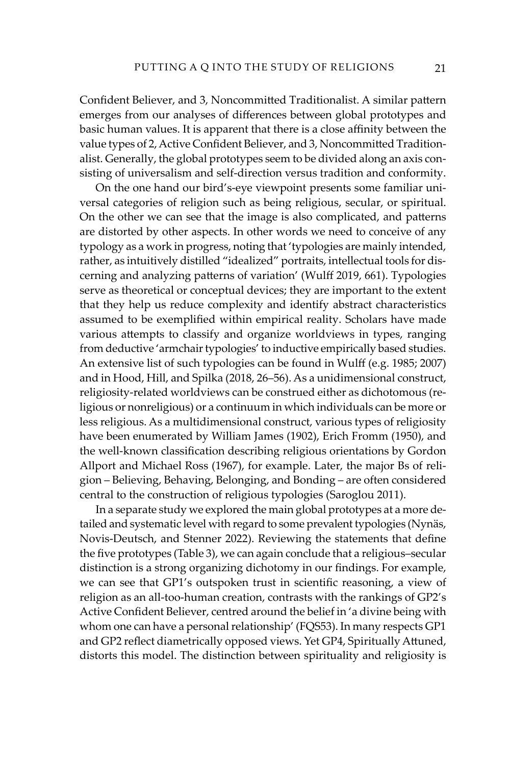Confident Believer, and 3, Noncommitted Traditionalist. A similar pattern emerges from our analyses of differences between global prototypes and basic human values. It is apparent that there is a close affinity between the value types of 2, Active Confident Believer, and 3, Noncommitted Traditionalist. Generally, the global prototypes seem to be divided along an axis consisting of universalism and self-direction versus tradition and conformity.

On the one hand our bird's-eye viewpoint presents some familiar universal categories of religion such as being religious, secular, or spiritual. On the other we can see that the image is also complicated, and patterns are distorted by other aspects. In other words we need to conceive of any typology as a work in progress, noting that 'typologies are mainly intended, rather, as intuitively distilled "idealized" portraits, intellectual tools for discerning and analyzing patterns of variation' (Wulff 2019, 661). Typologies serve as theoretical or conceptual devices; they are important to the extent that they help us reduce complexity and identify abstract characteristics assumed to be exemplified within empirical reality. Scholars have made various attempts to classify and organize worldviews in types, ranging from deductive 'armchair typologies' to inductive empirically based studies. An extensive list of such typologies can be found in Wulff (e.g. 1985; 2007) and in Hood, Hill, and Spilka (2018, 26–56). As a unidimensional construct, religiosity-related worldviews can be construed either as dichotomous (religious or nonreligious) or a continuum in which individuals can be more or less religious. As a multidimensional construct, various types of religiosity have been enumerated by William James (1902), Erich Fromm (1950), and the well-known classification describing religious orientations by Gordon Allport and Michael Ross (1967), for example. Later, the major Bs of religion – Believing, Behaving, Belonging, and Bonding – are often considered central to the construction of religious typologies (Saroglou 2011).

In a separate study we explored the main global prototypes at a more detailed and systematic level with regard to some prevalent typologies (Nynäs, Novis-Deutsch, and Stenner 2022). Reviewing the statements that define the five prototypes (Table 3), we can again conclude that a religious–secular distinction is a strong organizing dichotomy in our findings. For example, we can see that GP1's outspoken trust in scientific reasoning, a view of religion as an all-too-human creation, contrasts with the rankings of GP2's Active Confident Believer, centred around the belief in 'a divine being with whom one can have a personal relationship' (FQS53). In many respects GP1 and GP2 reflect diametrically opposed views. Yet GP4, Spiritually Attuned, distorts this model. The distinction between spirituality and religiosity is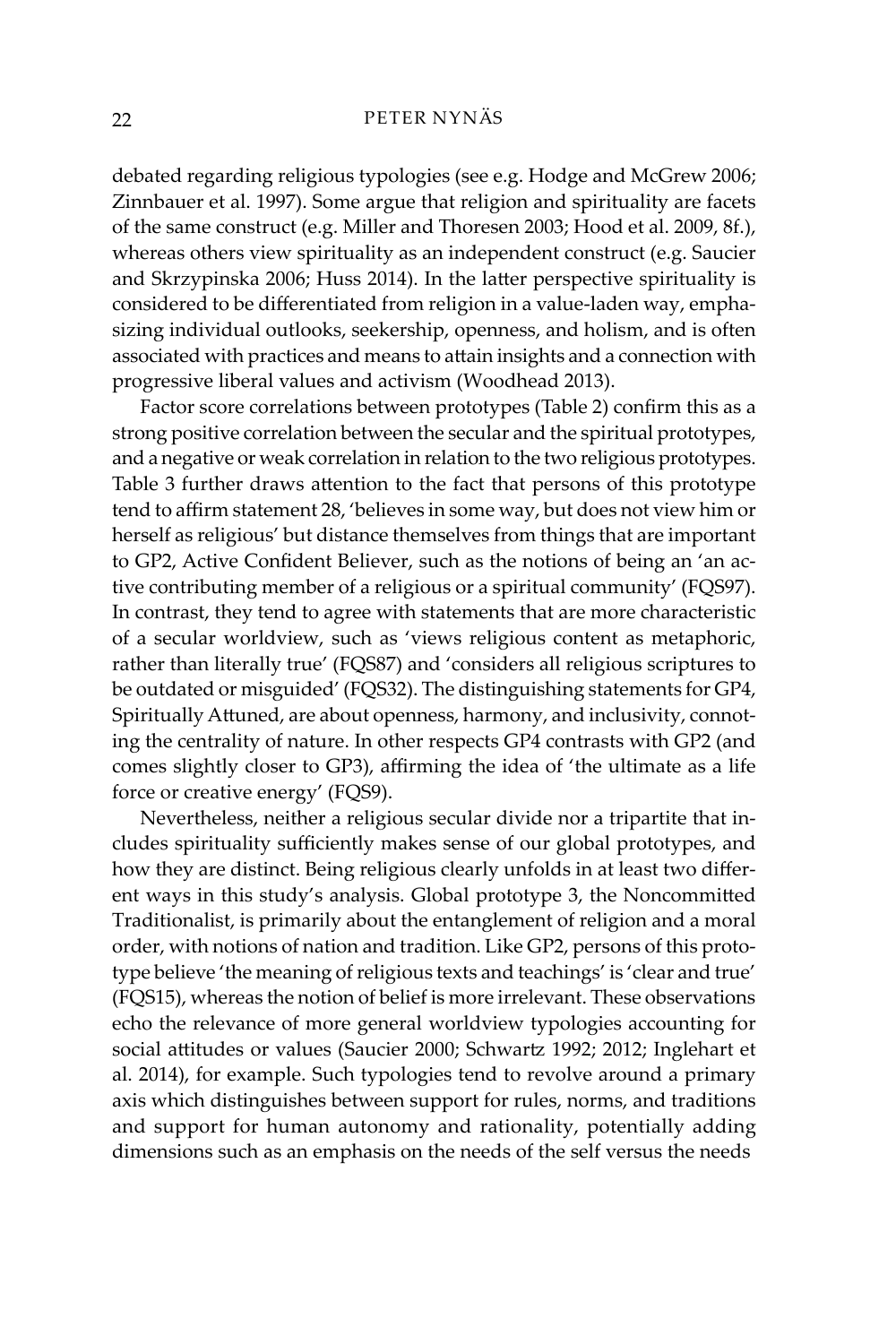debated regarding religious typologies (see e.g. Hodge and McGrew 2006; Zinnbauer et al. 1997). Some argue that religion and spirituality are facets of the same construct (e.g. Miller and Thoresen 2003; Hood et al. 2009, 8f.), whereas others view spirituality as an independent construct (e.g. Saucier and Skrzypinska 2006; Huss 2014). In the latter perspective spirituality is considered to be differentiated from religion in a value-laden way, emphasizing individual outlooks, seekership, openness, and holism, and is often associated with practices and means to attain insights and a connection with progressive liberal values and activism (Woodhead 2013).

Factor score correlations between prototypes (Table 2) confirm this as a strong positive correlation between the secular and the spiritual prototypes, and a negative or weak correlation in relation to the two religious prototypes. Table 3 further draws attention to the fact that persons of this prototype tend to affirm statement 28, 'believes in some way, but does not view him or herself as religious' but distance themselves from things that are important to GP2, Active Confident Believer, such as the notions of being an 'an active contributing member of a religious or a spiritual community' (FQS97). In contrast, they tend to agree with statements that are more characteristic of a secular worldview, such as 'views religious content as metaphoric, rather than literally true' (FQS87) and 'considers all religious scriptures to be outdated or misguided' (FQS32). The distinguishing statements for GP4, Spiritually Attuned, are about openness, harmony, and inclusivity, connoting the centrality of nature. In other respects GP4 contrasts with GP2 (and comes slightly closer to GP3), affirming the idea of 'the ultimate as a life force or creative energy' (FQS9).

Nevertheless, neither a religious secular divide nor a tripartite that includes spirituality sufficiently makes sense of our global prototypes, and how they are distinct. Being religious clearly unfolds in at least two different ways in this study's analysis. Global prototype 3, the Noncommitted Traditionalist, is primarily about the entanglement of religion and a moral order, with notions of nation and tradition. Like GP2, persons of this prototype believe 'the meaning of religious texts and teachings' is 'clear and true' (FQS15), whereas the notion of belief is more irrelevant. These observations echo the relevance of more general worldview typologies accounting for social attitudes or values (Saucier 2000; Schwartz 1992; 2012; Inglehart et al. 2014), for example. Such typologies tend to revolve around a primary axis which distinguishes between support for rules, norms, and traditions and support for human autonomy and rationality, potentially adding dimensions such as an emphasis on the needs of the self versus the needs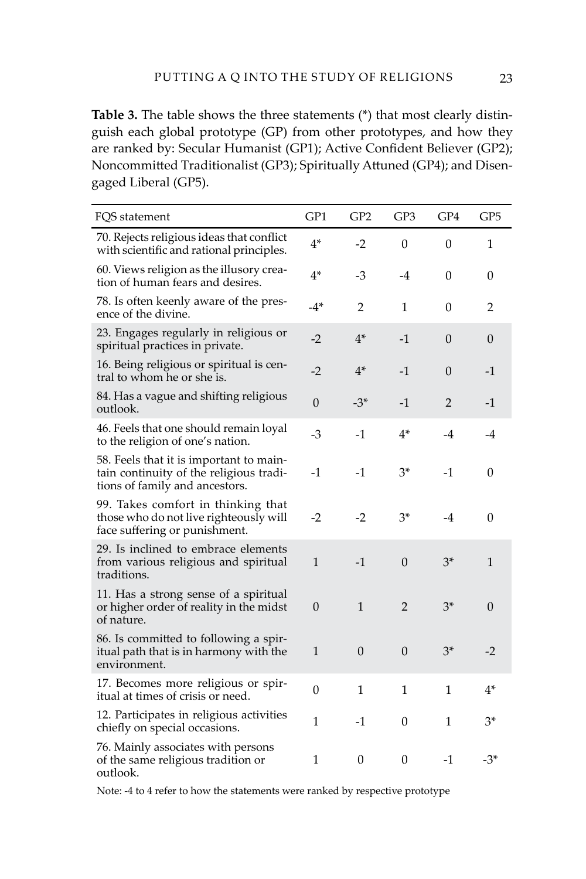**Table 3.** The table shows the three statements (*) that most clearly distinguish each global prototype (GP) from other prototypes, and how they are ranked by: Secular Humanist (GP1); Active Confident Believer (GP2); Noncommitted Traditionalist (GP3); Spiritually Attuned (GP4); and Disengaged Liberal (GP5).

| FQS statement | GP1 | GP2 | GP3 | GP4 | GP5 |
|---|---|---|---|---|---|
| 70. Rejects religious ideas that conflict with scientific and rational principles. | 4* | -2 | 0 | 0 | 1 |
| 60. Views religion as the illusory creation of human fears and desires. | 4* | -3 | -4 | 0 | 0 |
| 78. Is often keenly aware of the presence of the divine. | -4* | 2 | 1 | 0 | 2 |
| 23. Engages regularly in religious or spiritual practices in private. | -2 | 4* | -1 | 0 | 0 |
| 16. Being religious or spiritual is central to whom he or she is. | -2 | 4* | -1 | 0 | -1 |
| 84. Has a vague and shifting religious outlook. | 0 | -3* | -1 | 2 | -1 |
| 46. Feels that one should remain loyal to the religion of one's nation. | -3 | -1 | 4* | -4 | -4 |
| 58. Feels that it is important to maintain continuity of the religious traditions of family and ancestors. | -1 | -1 | 3* | -1 | 0 |
| 99. Takes comfort in thinking that those who do not live righteously will face suffering or punishment. | -2 | -2 | 3* | -4 | 0 |
| 29. Is inclined to embrace elements from various religious and spiritual traditions. | 1 | -1 | 0 | 3* | 1 |
| 11. Has a strong sense of a spiritual or higher order of reality in the midst of nature. | 0 | 1 | 2 | 3* | 0 |
| 86. Is committed to following a spiritual path that is in harmony with the environment. | 1 | 0 | 0 | 3* | -2 |
| 17. Becomes more religious or spiritual at times of crisis or need. | 0 | 1 | 1 | 1 | 4* |
| 12. Participates in religious activities chiefly on special occasions. | 1 | -1 | 0 | 1 | 3* |
| 76. Mainly associates with persons of the same religious tradition or outlook. | 1 | 0 | 0 | -1 | -3* |

Note: -4 to 4 refer to how the statements were ranked by respective prototype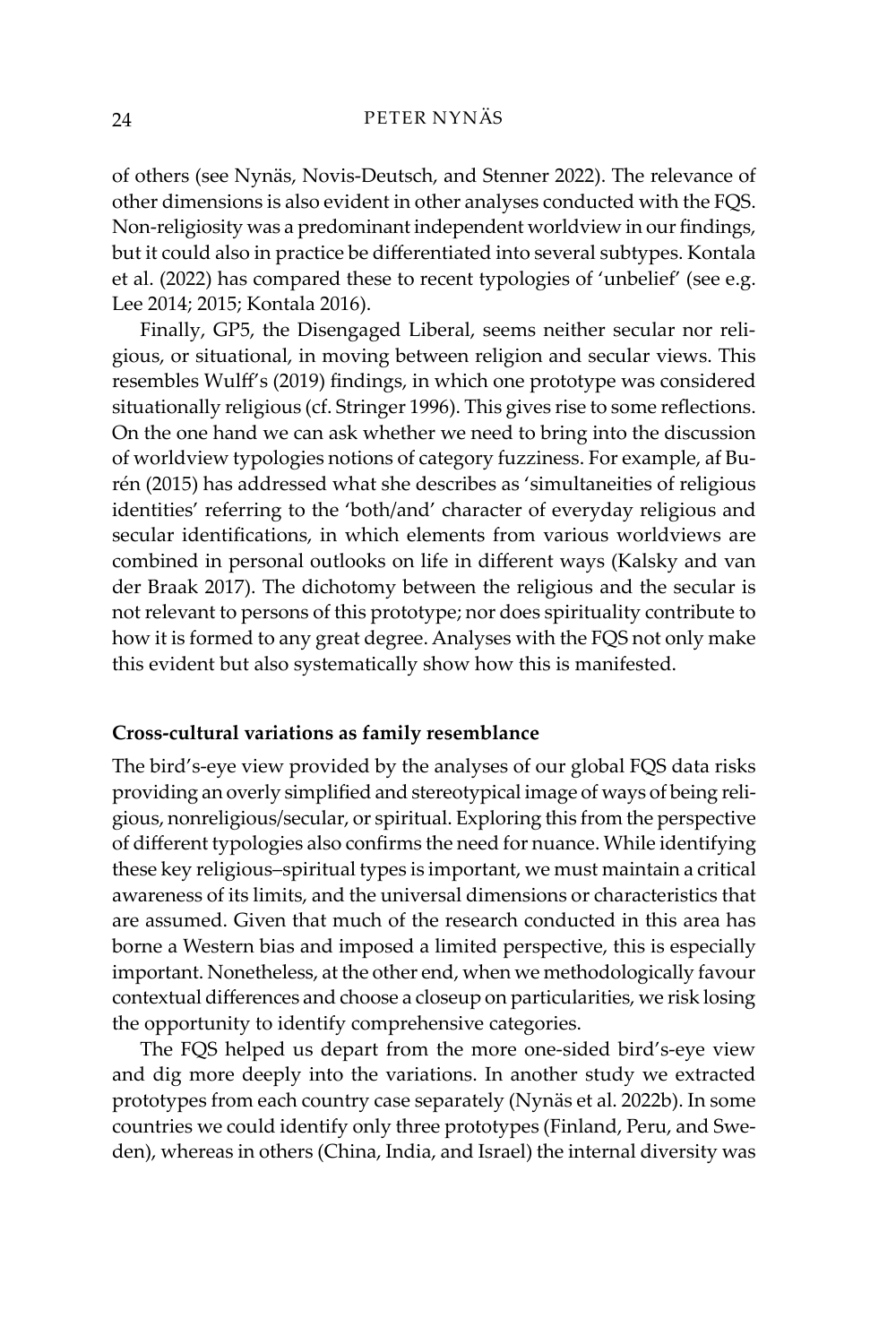of others (see Nynäs, Novis-Deutsch, and Stenner 2022). The relevance of other dimensions is also evident in other analyses conducted with the FQS. Non-religiosity was a predominant independent worldview in our findings, but it could also in practice be differentiated into several subtypes. Kontala et al. (2022) has compared these to recent typologies of 'unbelief' (see e.g. Lee 2014; 2015; Kontala 2016).

Finally, GP5, the Disengaged Liberal, seems neither secular nor religious, or situational, in moving between religion and secular views. This resembles Wulff's (2019) findings, in which one prototype was considered situationally religious (cf. Stringer 1996). This gives rise to some reflections. On the one hand we can ask whether we need to bring into the discussion of worldview typologies notions of category fuzziness. For example, af Burén (2015) has addressed what she describes as 'simultaneities of religious identities' referring to the 'both/and' character of everyday religious and secular identifications, in which elements from various worldviews are combined in personal outlooks on life in different ways (Kalsky and van der Braak 2017). The dichotomy between the religious and the secular is not relevant to persons of this prototype; nor does spirituality contribute to how it is formed to any great degree. Analyses with the FQS not only make this evident but also systematically show how this is manifested.

**Cross-cultural variations as family resemblance**

The bird's-eye view provided by the analyses of our global FQS data risks providing an overly simplified and stereotypical image of ways of being religious, nonreligious/secular, or spiritual. Exploring this from the perspective of different typologies also confirms the need for nuance. While identifying these key religious–spiritual types is important, we must maintain a critical awareness of its limits, and the universal dimensions or characteristics that are assumed. Given that much of the research conducted in this area has borne a Western bias and imposed a limited perspective, this is especially important. Nonetheless, at the other end, when we methodologically favour contextual differences and choose a closeup on particularities, we risk losing the opportunity to identify comprehensive categories.

The FQS helped us depart from the more one-sided bird's-eye view and dig more deeply into the variations. In another study we extracted prototypes from each country case separately (Nynäs et al. 2022b). In some countries we could identify only three prototypes (Finland, Peru, and Sweden), whereas in others (China, India, and Israel) the internal diversity was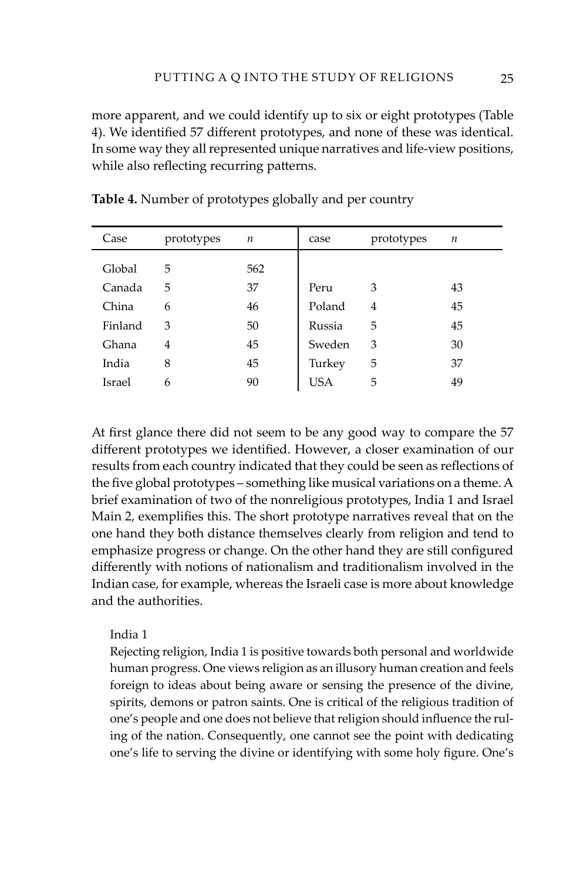more apparent, and we could identify up to six or eight prototypes (Table 4). We identified 57 different prototypes, and none of these was identical. In some way they all represented unique narratives and life-view positions, while also reflecting recurring patterns.

**Table 4.** Number of prototypes globally and per country

| Case | prototypes | *n* | case | prototypes | *n* |
|---|---|---|---|---|---|
| Global | 5 | 562 | | | |
| Canada | 5 | 37 | Peru | 3 | 43 |
| China | 6 | 46 | Poland | 4 | 45 |
| Finland | 3 | 50 | Russia | 5 | 45 |
| Ghana | 4 | 45 | Sweden | 3 | 30 |
| India | 8 | 45 | Turkey | 5 | 37 |
| Israel | 6 | 90 | USA | 5 | 49 |

At first glance there did not seem to be any good way to compare the 57 different prototypes we identified. However, a closer examination of our results from each country indicated that they could be seen as reflections of the five global prototypes – something like musical variations on a theme. A brief examination of two of the nonreligious prototypes, India 1 and Israel Main 2, exemplifies this. The short prototype narratives reveal that on the one hand they both distance themselves clearly from religion and tend to emphasize progress or change. On the other hand they are still configured differently with notions of nationalism and traditionalism involved in the Indian case, for example, whereas the Israeli case is more about knowledge and the authorities.

> India 1
>
> Rejecting religion, India 1 is positive towards both personal and worldwide human progress. One views religion as an illusory human creation and feels foreign to ideas about being aware or sensing the presence of the divine, spirits, demons or patron saints. One is critical of the religious tradition of one's people and one does not believe that religion should influence the ruling of the nation. Consequently, one cannot see the point with dedicating one's life to serving the divine or identifying with some holy figure. One's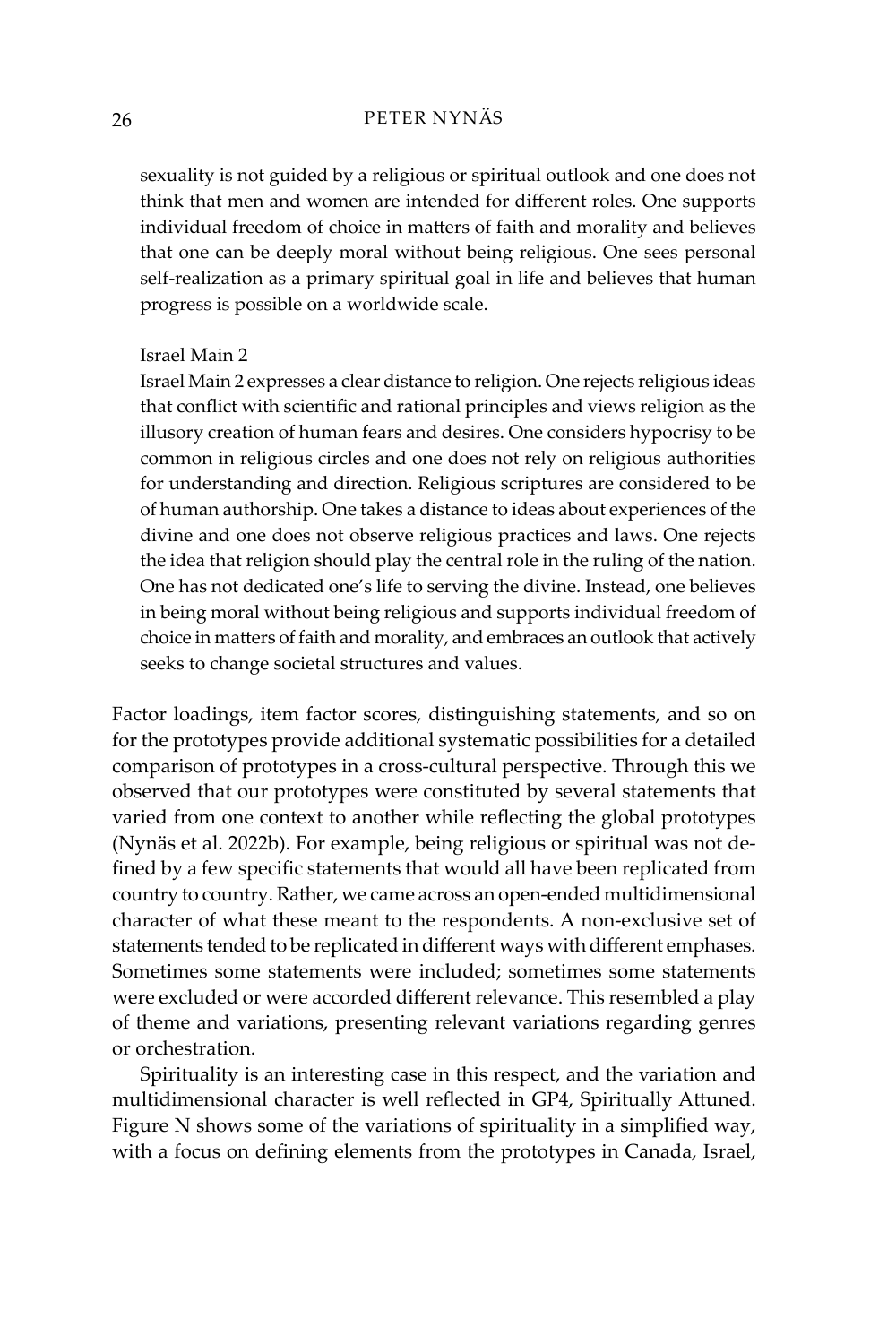sexuality is not guided by a religious or spiritual outlook and one does not think that men and women are intended for different roles. One supports individual freedom of choice in matters of faith and morality and believes that one can be deeply moral without being religious. One sees personal self-realization as a primary spiritual goal in life and believes that human progress is possible on a worldwide scale.

Israel Main 2

Israel Main 2 expresses a clear distance to religion. One rejects religious ideas that conflict with scientific and rational principles and views religion as the illusory creation of human fears and desires. One considers hypocrisy to be common in religious circles and one does not rely on religious authorities for understanding and direction. Religious scriptures are considered to be of human authorship. One takes a distance to ideas about experiences of the divine and one does not observe religious practices and laws. One rejects the idea that religion should play the central role in the ruling of the nation. One has not dedicated one's life to serving the divine. Instead, one believes in being moral without being religious and supports individual freedom of choice in matters of faith and morality, and embraces an outlook that actively seeks to change societal structures and values.

Factor loadings, item factor scores, distinguishing statements, and so on for the prototypes provide additional systematic possibilities for a detailed comparison of prototypes in a cross-cultural perspective. Through this we observed that our prototypes were constituted by several statements that varied from one context to another while reflecting the global prototypes (Nynäs et al. 2022b). For example, being religious or spiritual was not defined by a few specific statements that would all have been replicated from country to country. Rather, we came across an open-ended multidimensional character of what these meant to the respondents. A non-exclusive set of statements tended to be replicated in different ways with different emphases. Sometimes some statements were included; sometimes some statements were excluded or were accorded different relevance. This resembled a play of theme and variations, presenting relevant variations regarding genres or orchestration.

Spirituality is an interesting case in this respect, and the variation and multidimensional character is well reflected in GP4, Spiritually Attuned. Figure N shows some of the variations of spirituality in a simplified way, with a focus on defining elements from the prototypes in Canada, Israel,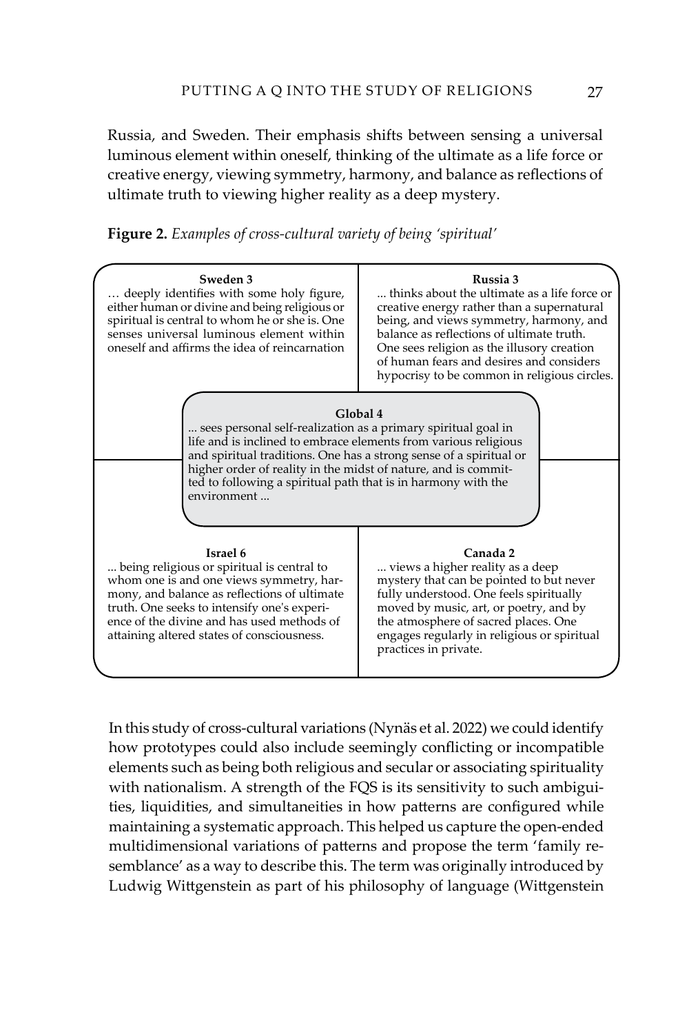Russia, and Sweden. Their emphasis shifts between sensing a universal luminous element within oneself, thinking of the ultimate as a life force or creative energy, viewing symmetry, harmony, and balance as reflections of ultimate truth to viewing higher reality as a deep mystery.

**Figure 2.** *Examples of cross-cultural variety of being 'spiritual'*

**Sweden 3**
… deeply identifies with some holy figure, either human or divine and being religious or spiritual is central to whom he or she is. One senses universal luminous element within oneself and affirms the idea of reincarnation

**Russia 3**
... thinks about the ultimate as a life force or creative energy rather than a supernatural being, and views symmetry, harmony, and balance as reflections of ultimate truth. One sees religion as the illusory creation of human fears and desires and considers hypocrisy to be common in religious circles.

**Global 4**
... sees personal self-realization as a primary spiritual goal in life and is inclined to embrace elements from various religious and spiritual traditions. One has a strong sense of a spiritual or higher order of reality in the midst of nature, and is committed to following a spiritual path that is in harmony with the environment ...

**Israel 6**
... being religious or spiritual is central to whom one is and one views symmetry, harmony, and balance as reflections of ultimate truth. One seeks to intensify one's experience of the divine and has used methods of attaining altered states of consciousness.

**Canada 2**
... views a higher reality as a deep mystery that can be pointed to but never fully understood. One feels spiritually moved by music, art, or poetry, and by the atmosphere of sacred places. One engages regularly in religious or spiritual practices in private.

In this study of cross-cultural variations (Nynäs et al. 2022) we could identify how prototypes could also include seemingly conflicting or incompatible elements such as being both religious and secular or associating spirituality with nationalism. A strength of the FQS is its sensitivity to such ambiguities, liquidities, and simultaneities in how patterns are configured while maintaining a systematic approach. This helped us capture the open-ended multidimensional variations of patterns and propose the term 'family resemblance' as a way to describe this. The term was originally introduced by Ludwig Wittgenstein as part of his philosophy of language (Wittgenstein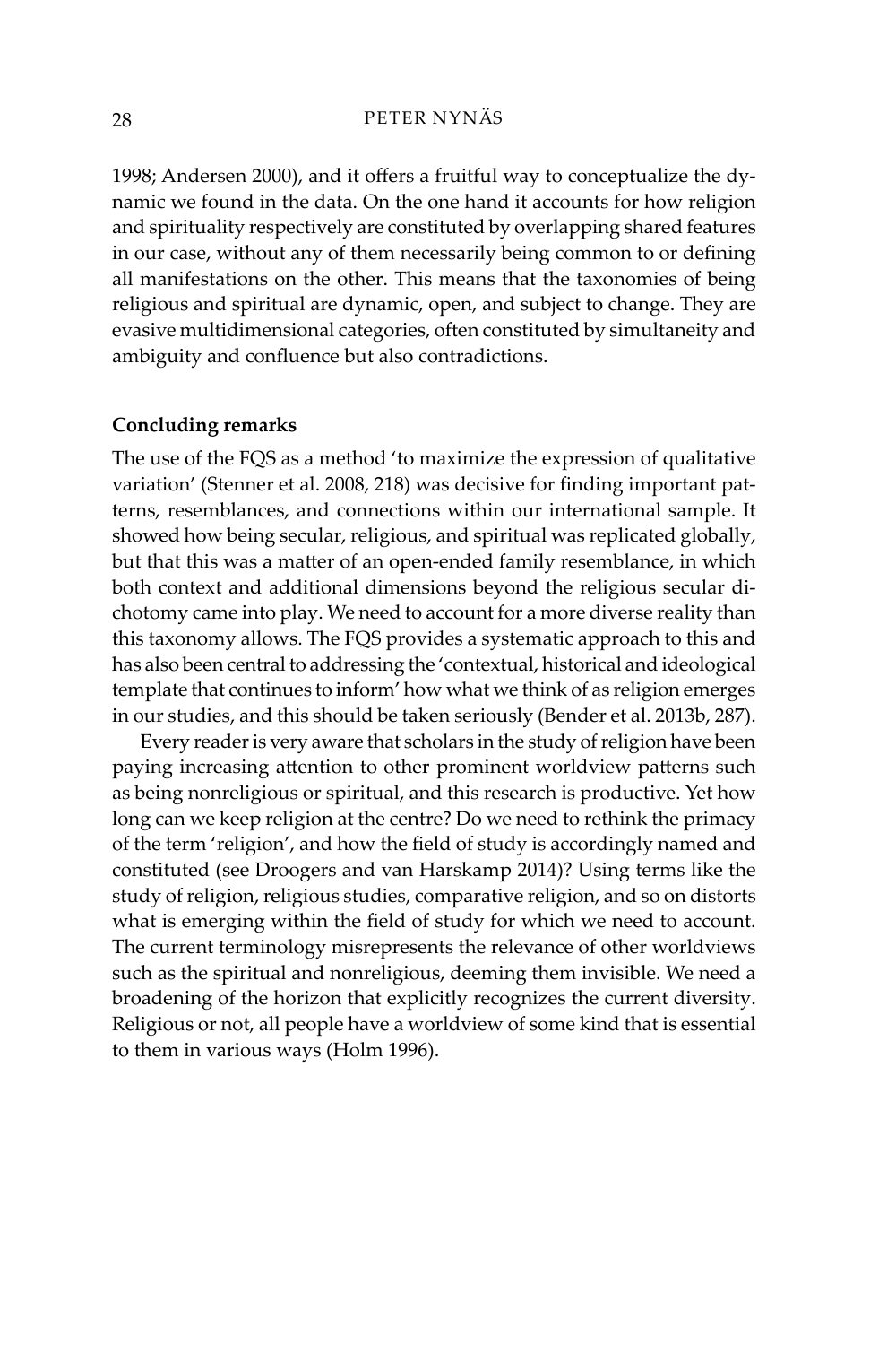1998; Andersen 2000), and it offers a fruitful way to conceptualize the dynamic we found in the data. On the one hand it accounts for how religion and spirituality respectively are constituted by overlapping shared features in our case, without any of them necessarily being common to or defining all manifestations on the other. This means that the taxonomies of being religious and spiritual are dynamic, open, and subject to change. They are evasive multidimensional categories, often constituted by simultaneity and ambiguity and confluence but also contradictions.

**Concluding remarks**

The use of the FQS as a method 'to maximize the expression of qualitative variation' (Stenner et al. 2008, 218) was decisive for finding important patterns, resemblances, and connections within our international sample. It showed how being secular, religious, and spiritual was replicated globally, but that this was a matter of an open-ended family resemblance, in which both context and additional dimensions beyond the religious secular dichotomy came into play. We need to account for a more diverse reality than this taxonomy allows. The FQS provides a systematic approach to this and has also been central to addressing the 'contextual, historical and ideological template that continues to inform' how what we think of as religion emerges in our studies, and this should be taken seriously (Bender et al. 2013b, 287).

Every reader is very aware that scholars in the study of religion have been paying increasing attention to other prominent worldview patterns such as being nonreligious or spiritual, and this research is productive. Yet how long can we keep religion at the centre? Do we need to rethink the primacy of the term 'religion', and how the field of study is accordingly named and constituted (see Droogers and van Harskamp 2014)? Using terms like the study of religion, religious studies, comparative religion, and so on distorts what is emerging within the field of study for which we need to account. The current terminology misrepresents the relevance of other worldviews such as the spiritual and nonreligious, deeming them invisible. We need a broadening of the horizon that explicitly recognizes the current diversity. Religious or not, all people have a worldview of some kind that is essential to them in various ways (Holm 1996).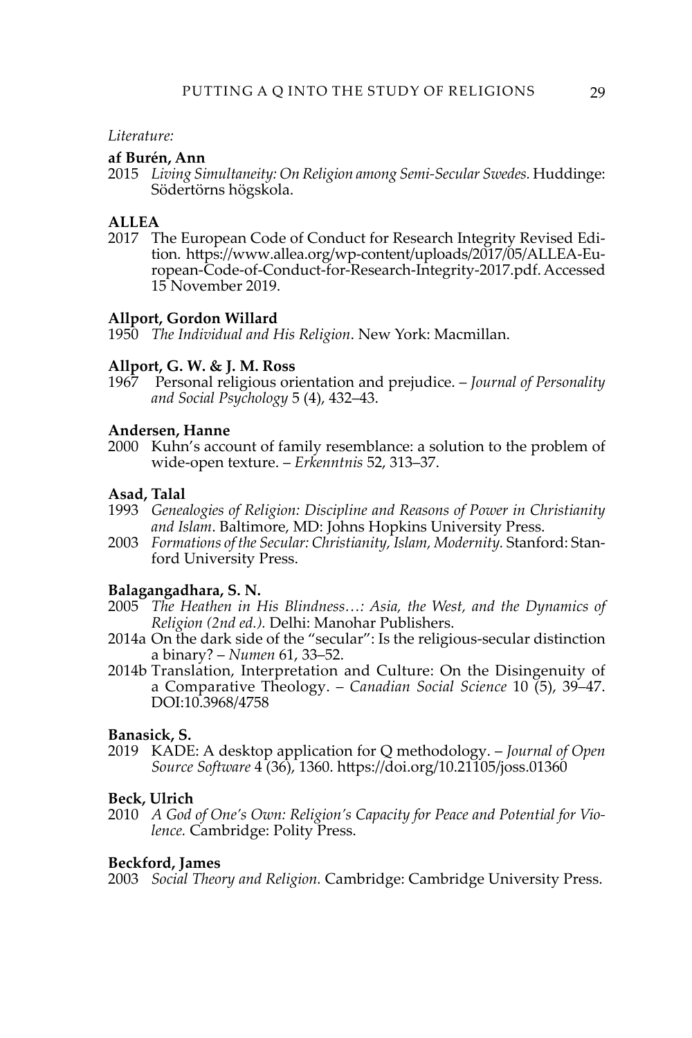*Literature:*

**af Burén, Ann**
2015 *Living Simultaneity: On Religion among Semi-Secular Swedes.* Huddinge: Södertörns högskola.

**ALLEA**
2017 The European Code of Conduct for Research Integrity Revised Edition. https://www.allea.org/wp-content/uploads/2017/05/ALLEA-European-Code-of-Conduct-for-Research-Integrity-2017.pdf. Accessed 15 November 2019.

**Allport, Gordon Willard**
1950 *The Individual and His Religion*. New York: Macmillan.

**Allport, G. W. & J. M. Ross**
1967 Personal religious orientation and prejudice. – *Journal of Personality and Social Psychology* 5 (4), 432–43.

**Andersen, Hanne**
2000 Kuhn's account of family resemblance: a solution to the problem of wide-open texture. – *Erkenntnis* 52, 313–37.

**Asad, Talal**
1993 *Genealogies of Religion: Discipline and Reasons of Power in Christianity and Islam*. Baltimore, MD: Johns Hopkins University Press.
2003 *Formations of the Secular: Christianity, Islam, Modernity.* Stanford: Stanford University Press.

**Balagangadhara, S. N.**
2005 *The Heathen in His Blindness…: Asia, the West, and the Dynamics of Religion (2nd ed.).* Delhi: Manohar Publishers.
2014a On the dark side of the "secular": Is the religious-secular distinction a binary? – *Numen* 61, 33–52.
2014b Translation, Interpretation and Culture: On the Disingenuity of a Comparative Theology. – *Canadian Social Science* 10 (5), 39–47. DOI:10.3968/4758

**Banasick, S.**
2019 KADE: A desktop application for Q methodology. – *Journal of Open Source Software* 4 (36), 1360. https://doi.org/10.21105/joss.01360

**Beck, Ulrich**
2010 *A God of One's Own: Religion's Capacity for Peace and Potential for Violence.* Cambridge: Polity Press.

**Beckford, James**
2003 *Social Theory and Religion.* Cambridge: Cambridge University Press.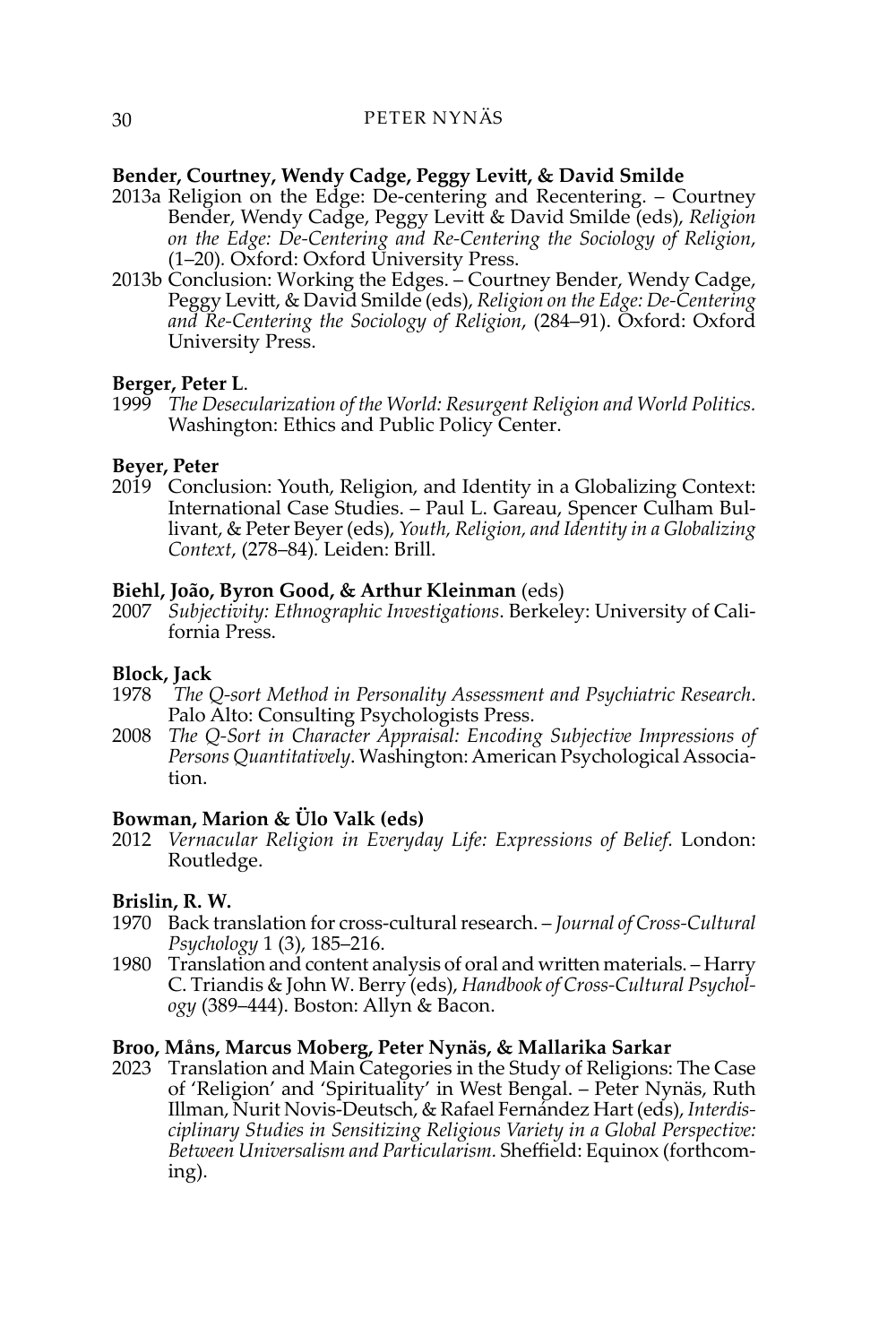**Bender, Courtney, Wendy Cadge, Peggy Levitt, & David Smilde**

2013a Religion on the Edge: De-centering and Recentering. – Courtney Bender, Wendy Cadge, Peggy Levitt & David Smilde (eds), *Religion on the Edge: De-Centering and Re-Centering the Sociology of Religion*, (1–20). Oxford: Oxford University Press.

2013b Conclusion: Working the Edges. – Courtney Bender, Wendy Cadge, Peggy Levitt, & David Smilde (eds), *Religion on the Edge: De-Centering and Re-Centering the Sociology of Religion*, (284–91). Oxford: Oxford University Press.

**Berger, Peter L.**

1999 *The Desecularization of the World: Resurgent Religion and World Politics.* Washington: Ethics and Public Policy Center.

**Beyer, Peter**

2019 Conclusion: Youth, Religion, and Identity in a Globalizing Context: International Case Studies. – Paul L. Gareau, Spencer Culham Bullivant, & Peter Beyer (eds), *Youth, Religion, and Identity in a Globalizing Context*, (278–84). Leiden: Brill.

**Biehl, João, Byron Good, & Arthur Kleinman** (eds)

2007 *Subjectivity: Ethnographic Investigations*. Berkeley: University of California Press.

**Block, Jack**

1978 *The Q-sort Method in Personality Assessment and Psychiatric Research*. Palo Alto: Consulting Psychologists Press.

2008 *The Q-Sort in Character Appraisal: Encoding Subjective Impressions of Persons Quantitatively*. Washington: American Psychological Association.

**Bowman, Marion & Ülo Valk (eds)**

2012 *Vernacular Religion in Everyday Life: Expressions of Belief.* London: Routledge.

**Brislin, R. W.**

1970 Back translation for cross-cultural research. – *Journal of Cross-Cultural Psychology* 1 (3), 185–216.

1980 Translation and content analysis of oral and written materials. – Harry C. Triandis & John W. Berry (eds), *Handbook of Cross-Cultural Psychology* (389–444). Boston: Allyn & Bacon.

**Broo, Måns, Marcus Moberg, Peter Nynäs, & Mallarika Sarkar**

2023 Translation and Main Categories in the Study of Religions: The Case of 'Religion' and 'Spirituality' in West Bengal. – Peter Nynäs, Ruth Illman, Nurit Novis-Deutsch, & Rafael Fernández Hart (eds), *Interdisciplinary Studies in Sensitizing Religious Variety in a Global Perspective: Between Universalism and Particularism.* Sheffield: Equinox (forthcoming).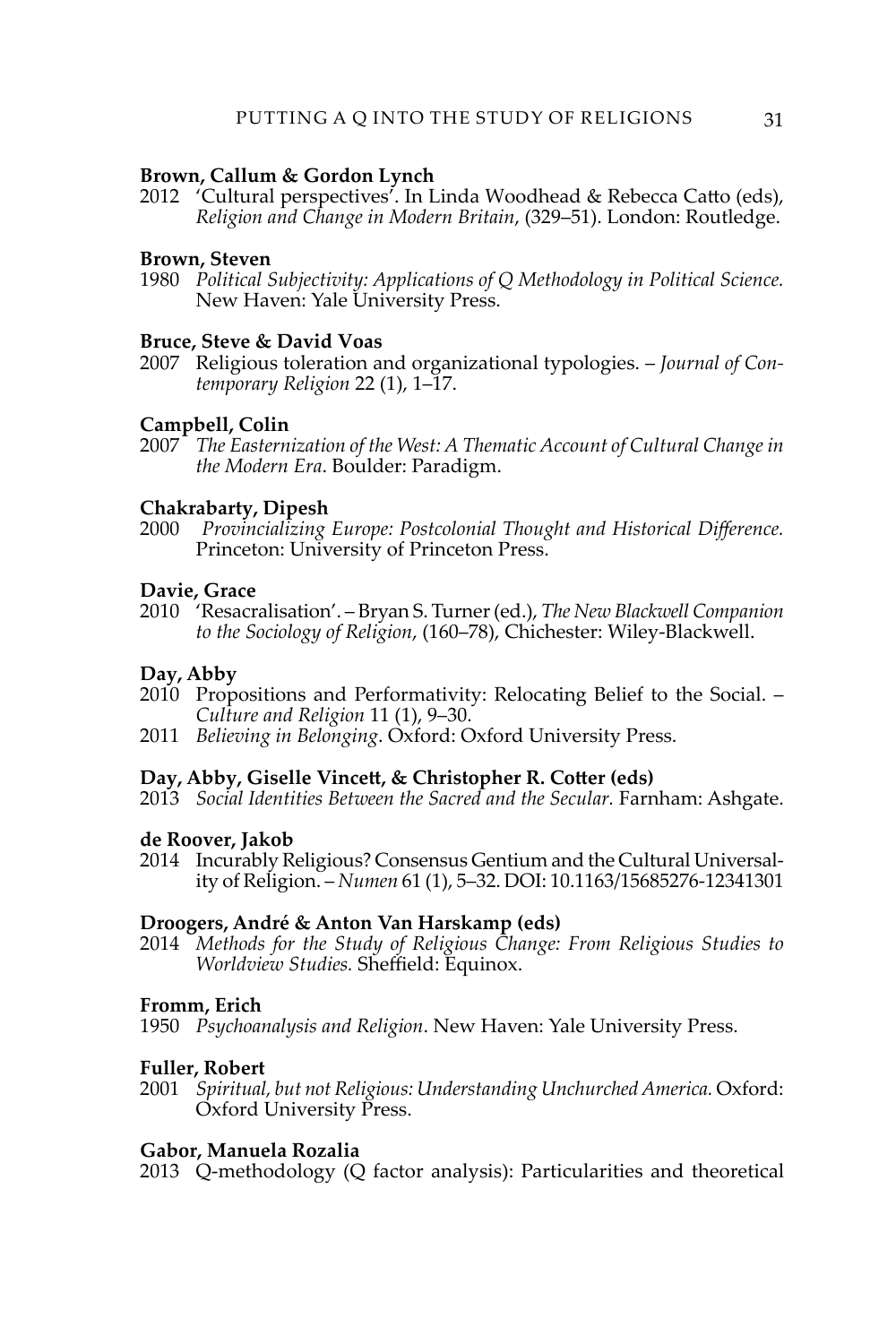**Brown, Callum & Gordon Lynch**

2012 'Cultural perspectives'. In Linda Woodhead & Rebecca Catto (eds), *Religion and Change in Modern Britain*, (329–51). London: Routledge.

**Brown, Steven**

1980 *Political Subjectivity: Applications of Q Methodology in Political Science.* New Haven: Yale University Press.

**Bruce, Steve & David Voas**

2007 Religious toleration and organizational typologies. – *Journal of Contemporary Religion* 22 (1), 1–17.

**Campbell, Colin**

2007 *The Easternization of the West: A Thematic Account of Cultural Change in the Modern Era*. Boulder: Paradigm.

**Chakrabarty, Dipesh**

2000 *Provincializing Europe: Postcolonial Thought and Historical Difference.* Princeton: University of Princeton Press.

**Davie, Grace**

2010 'Resacralisation'. – Bryan S. Turner (ed.), *The New Blackwell Companion to the Sociology of Religion*, (160–78), Chichester: Wiley-Blackwell.

**Day, Abby**

2010 Propositions and Performativity: Relocating Belief to the Social. – *Culture and Religion* 11 (1), 9–30.

2011 *Believing in Belonging*. Oxford: Oxford University Press.

**Day, Abby, Giselle Vincett, & Christopher R. Cotter (eds)**

2013 *Social Identities Between the Sacred and the Secular.* Farnham: Ashgate.

**de Roover, Jakob**

2014 Incurably Religious? Consensus Gentium and the Cultural Universality of Religion. – *Numen* 61 (1), 5–32. DOI: 10.1163/15685276-12341301

**Droogers, André & Anton Van Harskamp (eds)**

2014 *Methods for the Study of Religious Change: From Religious Studies to Worldview Studies.* Sheffield: Equinox.

**Fromm, Erich**

1950 *Psychoanalysis and Religion*. New Haven: Yale University Press.

**Fuller, Robert**

2001 *Spiritual, but not Religious: Understanding Unchurched America.* Oxford: Oxford University Press.

**Gabor, Manuela Rozalia**

2013 Q-methodology (Q factor analysis): Particularities and theoretical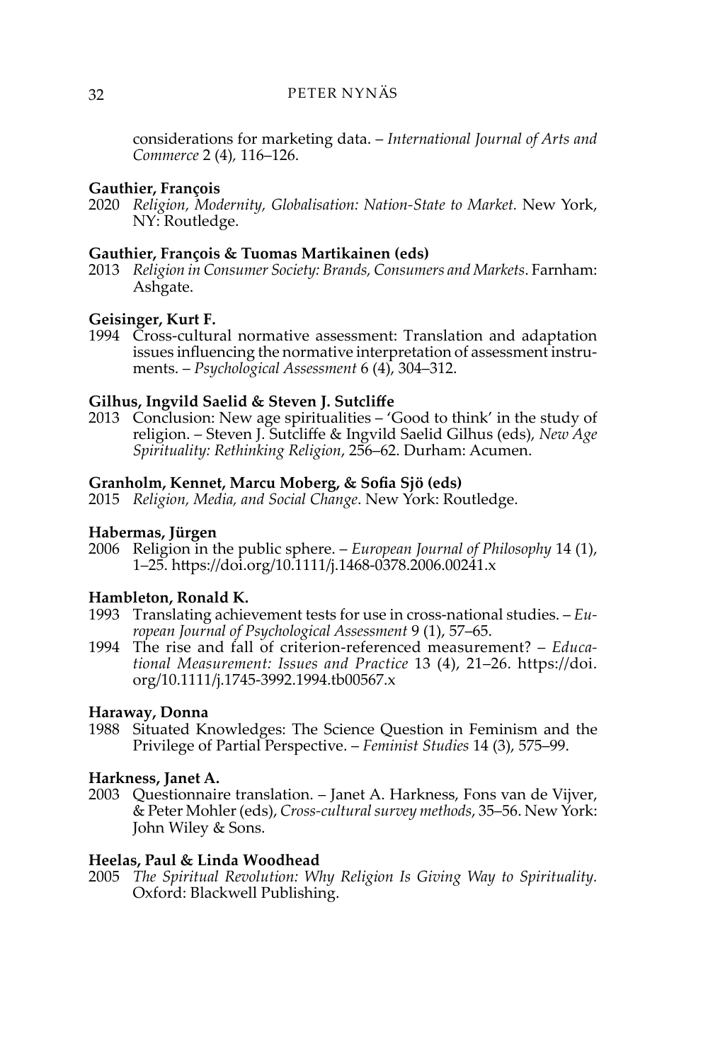considerations for marketing data. – *International Journal of Arts and Commerce* 2 (4), 116–126.

**Gauthier, François**

2020 *Religion, Modernity, Globalisation: Nation-State to Market.* New York, NY: Routledge.

**Gauthier, François & Tuomas Martikainen (eds)**

2013 *Religion in Consumer Society: Brands, Consumers and Markets*. Farnham: Ashgate.

**Geisinger, Kurt F.**

1994 Cross-cultural normative assessment: Translation and adaptation issues influencing the normative interpretation of assessment instruments. – *Psychological Assessment* 6 (4), 304–312.

**Gilhus, Ingvild Saelid & Steven J. Sutcliffe**

2013 Conclusion: New age spiritualities – 'Good to think' in the study of religion. – Steven J. Sutcliffe & Ingvild Saelid Gilhus (eds), *New Age Spirituality: Rethinking Religion*, 256–62. Durham: Acumen.

**Granholm, Kennet, Marcu Moberg, & Sofia Sjö (eds)**

2015 *Religion, Media, and Social Change*. New York: Routledge.

**Habermas, Jürgen**

2006 Religion in the public sphere. – *European Journal of Philosophy* 14 (1), 1–25. https://doi.org/10.1111/j.1468-0378.2006.00241.x

**Hambleton, Ronald K.**

1993 Translating achievement tests for use in cross-national studies. – *European Journal of Psychological Assessment* 9 (1), 57–65.

1994 The rise and fall of criterion-referenced measurement? – *Educational Measurement: Issues and Practice* 13 (4), 21–26. https://doi.org/10.1111/j.1745-3992.1994.tb00567.x

**Haraway, Donna**

1988 Situated Knowledges: The Science Question in Feminism and the Privilege of Partial Perspective. – *Feminist Studies* 14 (3), 575–99.

**Harkness, Janet A.**

2003 Questionnaire translation. – Janet A. Harkness, Fons van de Vijver, & Peter Mohler (eds), *Cross-cultural survey methods*, 35–56. New York: John Wiley & Sons.

**Heelas, Paul & Linda Woodhead**

2005 *The Spiritual Revolution: Why Religion Is Giving Way to Spirituality.* Oxford: Blackwell Publishing.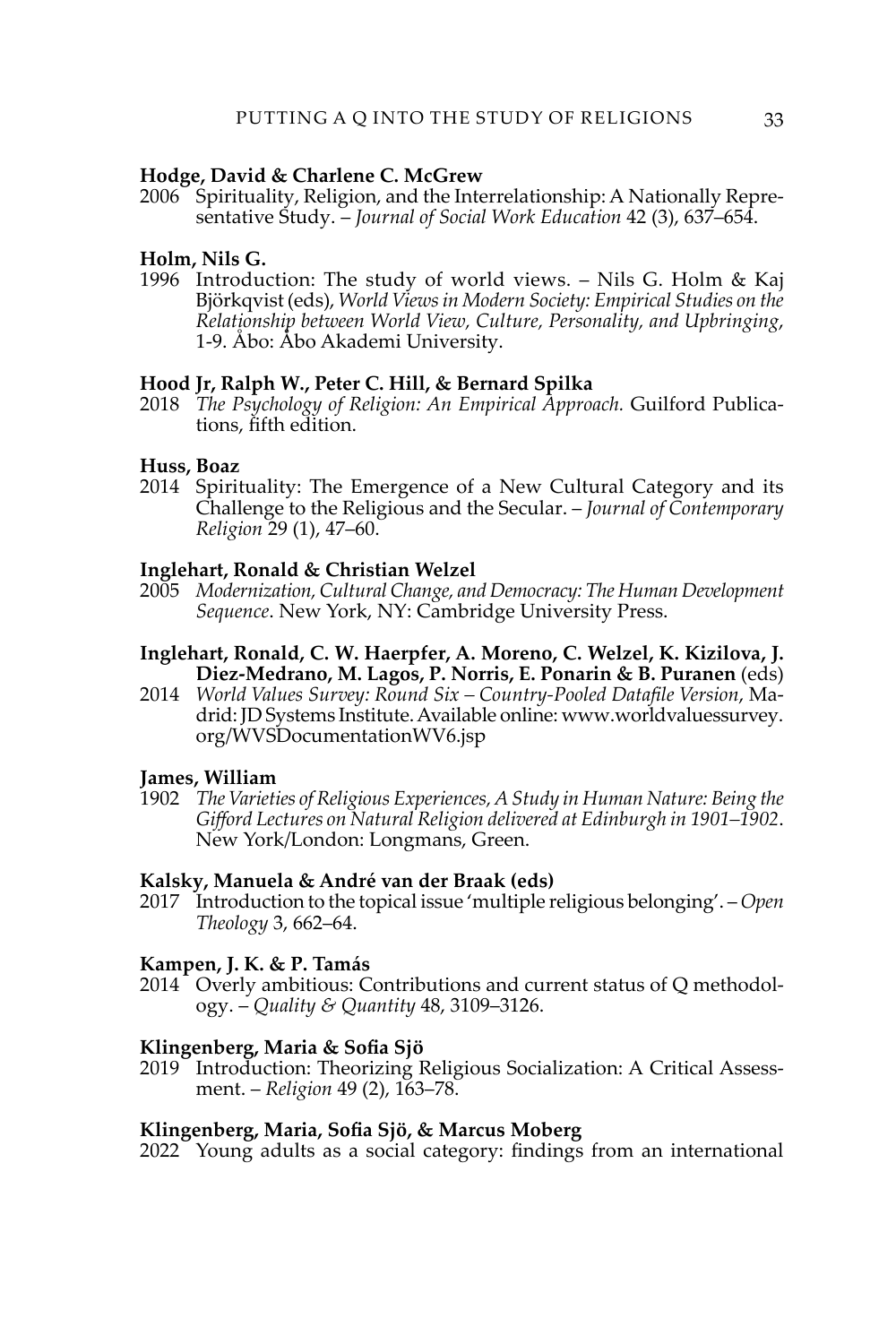**Hodge, David & Charlene C. McGrew**

2006 Spirituality, Religion, and the Interrelationship: A Nationally Representative Study. – *Journal of Social Work Education* 42 (3), 637–654.

**Holm, Nils G.**

1996 Introduction: The study of world views. – Nils G. Holm & Kaj Björkqvist (eds), *World Views in Modern Society: Empirical Studies on the Relationship between World View, Culture, Personality, and Upbringing*, 1-9. Åbo: Åbo Akademi University.

**Hood Jr, Ralph W., Peter C. Hill, & Bernard Spilka**

2018 *The Psychology of Religion: An Empirical Approach.* Guilford Publications, fifth edition.

**Huss, Boaz**

2014 Spirituality: The Emergence of a New Cultural Category and its Challenge to the Religious and the Secular. – *Journal of Contemporary Religion* 29 (1), 47–60.

**Inglehart, Ronald & Christian Welzel**

2005 *Modernization, Cultural Change, and Democracy: The Human Development Sequence*. New York, NY: Cambridge University Press.

**Inglehart, Ronald, C. W. Haerpfer, A. Moreno, C. Welzel, K. Kizilova, J. Diez-Medrano, M. Lagos, P. Norris, E. Ponarin & B. Puranen** (eds)

2014 *World Values Survey: Round Six – Country-Pooled Datafile Version*, Madrid: JD Systems Institute. Available online: www.worldvaluessurvey.org/WVSDocumentationWV6.jsp

**James, William**

1902 *The Varieties of Religious Experiences, A Study in Human Nature: Being the Gifford Lectures on Natural Religion delivered at Edinburgh in 1901–1902*. New York/London: Longmans, Green.

**Kalsky, Manuela & André van der Braak (eds)**

2017 Introduction to the topical issue 'multiple religious belonging'. – *Open Theology* 3, 662–64.

**Kampen, J. K. & P. Tamás**

2014 Overly ambitious: Contributions and current status of Q methodology. – *Quality & Quantity* 48, 3109–3126.

**Klingenberg, Maria & Sofia Sjö**

2019 Introduction: Theorizing Religious Socialization: A Critical Assessment. – *Religion* 49 (2), 163–78.

**Klingenberg, Maria, Sofia Sjö, & Marcus Moberg**

2022 Young adults as a social category: findings from an international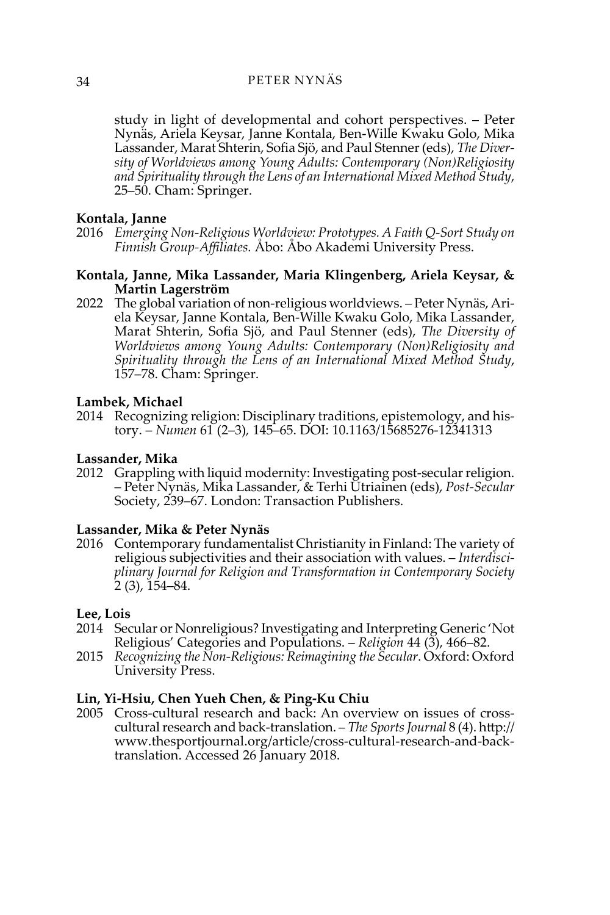study in light of developmental and cohort perspectives. – Peter Nynäs, Ariela Keysar, Janne Kontala, Ben-Wille Kwaku Golo, Mika Lassander, Marat Shterin, Sofia Sjö, and Paul Stenner (eds), *The Diversity of Worldviews among Young Adults: Contemporary (Non)Religiosity and Spirituality through the Lens of an International Mixed Method Study*, 25–50. Cham: Springer.

**Kontala, Janne**

2016 *Emerging Non-Religious Worldview: Prototypes. A Faith Q-Sort Study on Finnish Group-Affiliates.* Åbo: Åbo Akademi University Press.

**Kontala, Janne, Mika Lassander, Maria Klingenberg, Ariela Keysar, & Martin Lagerström**

2022 The global variation of non-religious worldviews. – Peter Nynäs, Ariela Keysar, Janne Kontala, Ben-Wille Kwaku Golo, Mika Lassander, Marat Shterin, Sofia Sjö, and Paul Stenner (eds), *The Diversity of Worldviews among Young Adults: Contemporary (Non)Religiosity and Spirituality through the Lens of an International Mixed Method Study*, 157–78. Cham: Springer.

**Lambek, Michael**

2014 Recognizing religion: Disciplinary traditions, epistemology, and history. – *Numen* 61 (2–3), 145–65. DOI: 10.1163/15685276-12341313

**Lassander, Mika**

2012 Grappling with liquid modernity: Investigating post-secular religion. – Peter Nynäs, Mika Lassander, & Terhi Utriainen (eds), *Post-Secular* Society, 239–67. London: Transaction Publishers.

**Lassander, Mika & Peter Nynäs**

2016 Contemporary fundamentalist Christianity in Finland: The variety of religious subjectivities and their association with values. – *Interdisciplinary Journal for Religion and Transformation in Contemporary Society* 2 (3), 154–84.

**Lee, Lois**

2014 Secular or Nonreligious? Investigating and Interpreting Generic 'Not Religious' Categories and Populations. – *Religion* 44 (3), 466–82.

2015 *Recognizing the Non-Religious: Reimagining the Secular*. Oxford: Oxford University Press.

**Lin, Yi-Hsiu, Chen Yueh Chen, & Ping-Ku Chiu**

2005 Cross-cultural research and back: An overview on issues of cross-cultural research and back-translation. – *The Sports Journal* 8 (4). http://www.thesportjournal.org/article/cross-cultural-research-and-back-translation. Accessed 26 January 2018.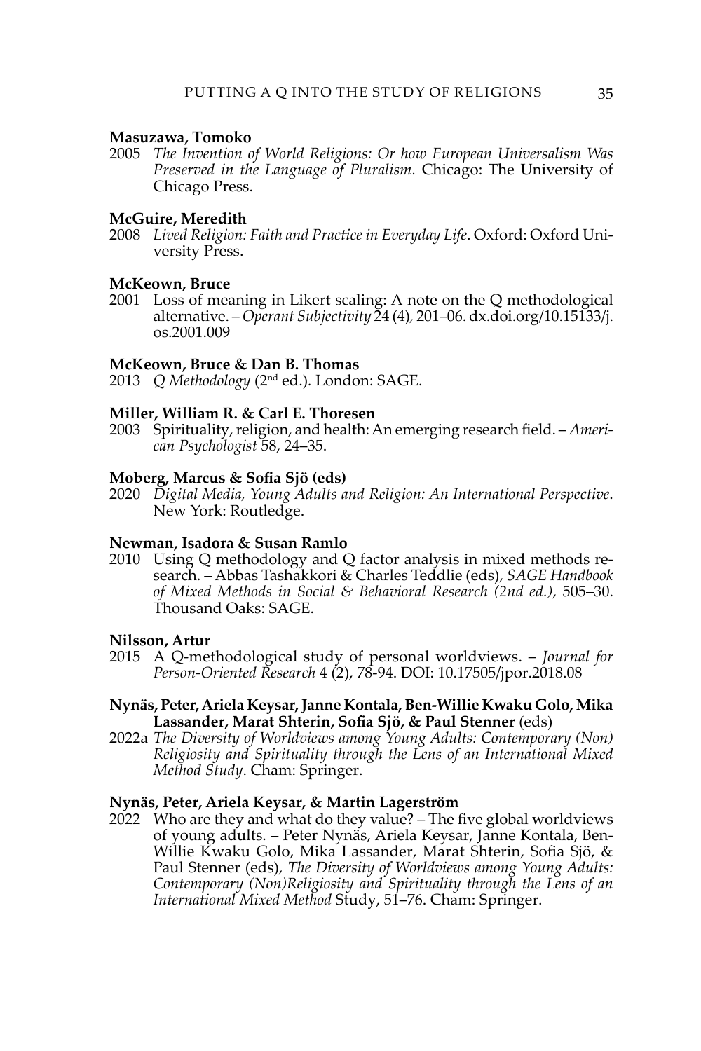**Masuzawa, Tomoko**
2005 *The Invention of World Religions: Or how European Universalism Was Preserved in the Language of Pluralism.* Chicago: The University of Chicago Press.

**McGuire, Meredith**
2008 *Lived Religion: Faith and Practice in Everyday Life*. Oxford: Oxford University Press.

**McKeown, Bruce**
2001 Loss of meaning in Likert scaling: A note on the Q methodological alternative. – *Operant Subjectivity* 24 (4), 201–06. dx.doi.org/10.15133/j.os.2001.009

**McKeown, Bruce & Dan B. Thomas**
2013 *Q Methodology* (2nd ed.). London: SAGE.

**Miller, William R. & Carl E. Thoresen**
2003 Spirituality, religion, and health: An emerging research field. – *American Psychologist* 58, 24–35.

**Moberg, Marcus & Sofia Sjö (eds)**
2020 *Digital Media, Young Adults and Religion: An International Perspective*. New York: Routledge.

**Newman, Isadora & Susan Ramlo**
2010 Using Q methodology and Q factor analysis in mixed methods research. – Abbas Tashakkori & Charles Teddlie (eds), *SAGE Handbook of Mixed Methods in Social & Behavioral Research (2nd ed.)*, 505–30. Thousand Oaks: SAGE.

**Nilsson, Artur**
2015 A Q-methodological study of personal worldviews. – *Journal for Person-Oriented Research* 4 (2), 78-94. DOI: 10.17505/jpor.2018.08

**Nynäs, Peter, Ariela Keysar, Janne Kontala, Ben-Willie Kwaku Golo, Mika Lassander, Marat Shterin, Sofia Sjö, & Paul Stenner** (eds)
2022a *The Diversity of Worldviews among Young Adults: Contemporary (Non) Religiosity and Spirituality through the Lens of an International Mixed Method Study*. Cham: Springer.

**Nynäs, Peter, Ariela Keysar, & Martin Lagerström**
2022 Who are they and what do they value? – The five global worldviews of young adults. – Peter Nynäs, Ariela Keysar, Janne Kontala, Ben-Willie Kwaku Golo, Mika Lassander, Marat Shterin, Sofia Sjö, & Paul Stenner (eds), *The Diversity of Worldviews among Young Adults: Contemporary (Non)Religiosity and Spirituality through the Lens of an International Mixed Method* Study, 51–76. Cham: Springer.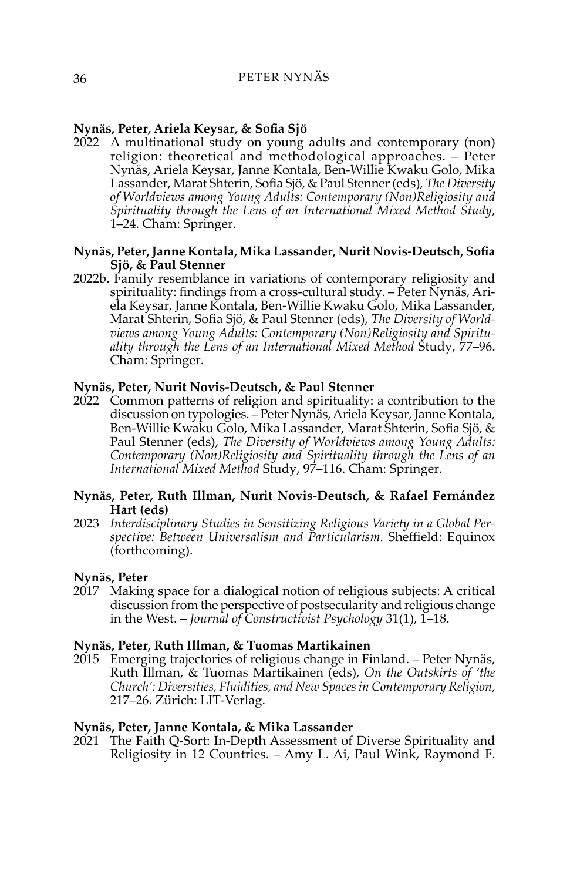**Nynäs, Peter, Ariela Keysar, & Sofia Sjö**

2022 A multinational study on young adults and contemporary (non) religion: theoretical and methodological approaches. – Peter Nynäs, Ariela Keysar, Janne Kontala, Ben-Willie Kwaku Golo, Mika Lassander, Marat Shterin, Sofia Sjö, & Paul Stenner (eds), *The Diversity of Worldviews among Young Adults: Contemporary (Non)Religiosity and Spirituality through the Lens of an International Mixed Method Study*, 1–24. Cham: Springer.

**Nynäs, Peter, Janne Kontala, Mika Lassander, Nurit Novis-Deutsch, Sofia Sjö, & Paul Stenner**

2022b. Family resemblance in variations of contemporary religiosity and spirituality: findings from a cross-cultural study. – Peter Nynäs, Ariela Keysar, Janne Kontala, Ben-Willie Kwaku Golo, Mika Lassander, Marat Shterin, Sofia Sjö, & Paul Stenner (eds), *The Diversity of Worldviews among Young Adults: Contemporary (Non)Religiosity and Spirituality through the Lens of an International Mixed Method* Study, 77–96. Cham: Springer.

**Nynäs, Peter, Nurit Novis-Deutsch, & Paul Stenner**

2022 Common patterns of religion and spirituality: a contribution to the discussion on typologies. – Peter Nynäs, Ariela Keysar, Janne Kontala, Ben-Willie Kwaku Golo, Mika Lassander, Marat Shterin, Sofia Sjö, & Paul Stenner (eds), *The Diversity of Worldviews among Young Adults: Contemporary (Non)Religiosity and Spirituality through the Lens of an International Mixed Method* Study, 97–116. Cham: Springer.

**Nynäs, Peter, Ruth Illman, Nurit Novis-Deutsch, & Rafael Fernández Hart (eds)**

2023 *Interdisciplinary Studies in Sensitizing Religious Variety in a Global Perspective: Between Universalism and Particularism.* Sheffield: Equinox (forthcoming).

**Nynäs, Peter**

2017 Making space for a dialogical notion of religious subjects: A critical discussion from the perspective of postsecularity and religious change in the West. – *Journal of Constructivist Psychology* 31(1), 1–18.

**Nynäs, Peter, Ruth Illman, & Tuomas Martikainen**

2015 Emerging trajectories of religious change in Finland. – Peter Nynäs, Ruth Illman, & Tuomas Martikainen (eds), *On the Outskirts of 'the Church': Diversities, Fluidities, and New Spaces in Contemporary Religion*, 217–26. Zürich: LIT-Verlag.

**Nynäs, Peter, Janne Kontala, & Mika Lassander**

2021 The Faith Q-Sort: In-Depth Assessment of Diverse Spirituality and Religiosity in 12 Countries. – Amy L. Ai, Paul Wink, Raymond F.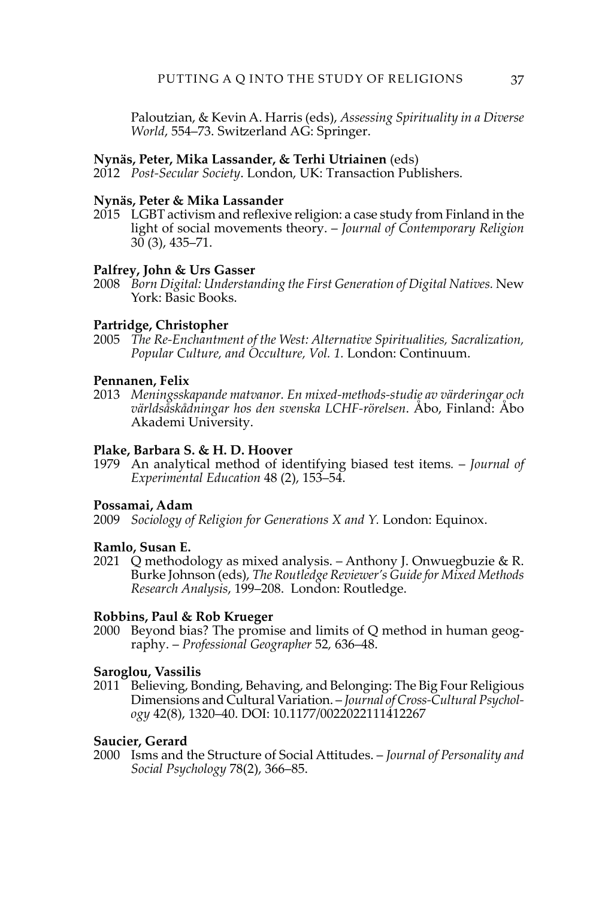Paloutzian, & Kevin A. Harris (eds), *Assessing Spirituality in a Diverse World*, 554–73. Switzerland AG: Springer.

**Nynäs, Peter, Mika Lassander, & Terhi Utriainen** (eds)
2012 *Post-Secular Society*. London, UK: Transaction Publishers.

**Nynäs, Peter & Mika Lassander**
2015 LGBT activism and reflexive religion: a case study from Finland in the light of social movements theory. – *Journal of Contemporary Religion* 30 (3), 435–71.

**Palfrey, John & Urs Gasser**
2008 *Born Digital: Understanding the First Generation of Digital Natives.* New York: Basic Books.

**Partridge, Christopher**
2005 *The Re-Enchantment of the West: Alternative Spiritualities, Sacralization, Popular Culture, and Occulture, Vol. 1.* London: Continuum.

**Pennanen, Felix**
2013 *Meningsskapande matvanor. En mixed-methods-studie av värderingar och världsåskådningar hos den svenska LCHF-rörelsen*. Åbo, Finland: Åbo Akademi University.

**Plake, Barbara S. & H. D. Hoover**
1979 An analytical method of identifying biased test items. – *Journal of Experimental Education* 48 (2), 153–54.

**Possamai, Adam**
2009 *Sociology of Religion for Generations X and Y.* London: Equinox.

**Ramlo, Susan E.**
2021 Q methodology as mixed analysis. – Anthony J. Onwuegbuzie & R. Burke Johnson (eds), *The Routledge Reviewer's Guide for Mixed Methods Research Analysis*, 199–208. London: Routledge.

**Robbins, Paul & Rob Krueger**
2000 Beyond bias? The promise and limits of Q method in human geography. – *Professional Geographer* 52, 636–48.

**Saroglou, Vassilis**
2011 Believing, Bonding, Behaving, and Belonging: The Big Four Religious Dimensions and Cultural Variation. – *Journal of Cross-Cultural Psychology* 42(8), 1320–40. DOI: 10.1177/0022022111412267

**Saucier, Gerard**
2000 Isms and the Structure of Social Attitudes. – *Journal of Personality and Social Psychology* 78(2), 366–85.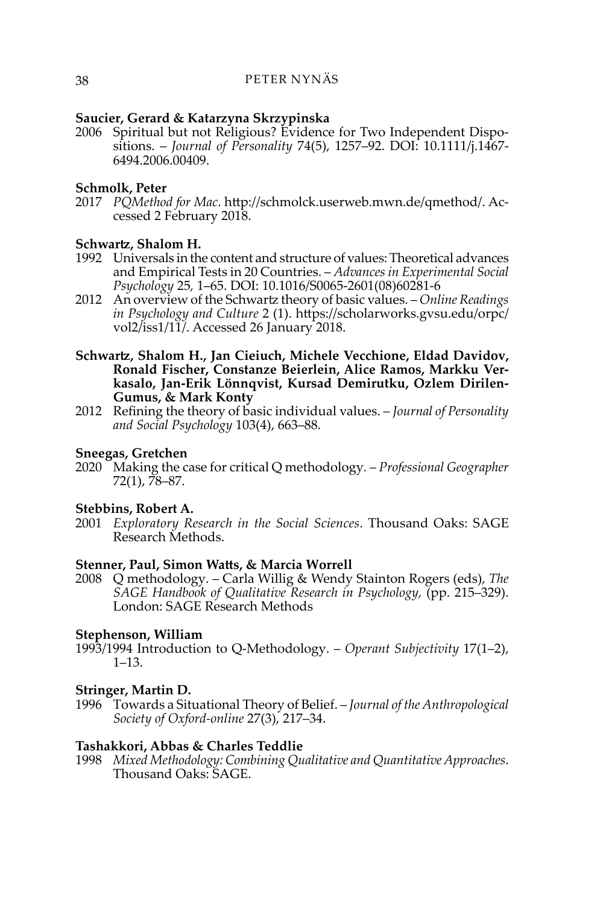**Saucier, Gerard & Katarzyna Skrzypinska**

2006 Spiritual but not Religious? Evidence for Two Independent Dispositions. – *Journal of Personality* 74(5), 1257–92. DOI: 10.1111/j.1467-6494.2006.00409.

**Schmolk, Peter**

2017 *PQMethod for Mac*. http://schmolck.userweb.mwn.de/qmethod/. Accessed 2 February 2018.

**Schwartz, Shalom H.**

1992 Universals in the content and structure of values: Theoretical advances and Empirical Tests in 20 Countries. – *Advances in Experimental Social Psychology* 25, 1–65. DOI: 10.1016/S0065-2601(08)60281-6

2012 An overview of the Schwartz theory of basic values. – *Online Readings in Psychology and Culture* 2 (1). https://scholarworks.gvsu.edu/orpc/vol2/iss1/11/. Accessed 26 January 2018.

**Schwartz, Shalom H., Jan Cieiuch, Michele Vecchione, Eldad Davidov, Ronald Fischer, Constanze Beierlein, Alice Ramos, Markku Verkasalo, Jan-Erik Lönnqvist, Kursad Demirutku, Ozlem Dirilen-Gumus, & Mark Konty**

2012 Refining the theory of basic individual values. – *Journal of Personality and Social Psychology* 103(4), 663–88.

**Sneegas, Gretchen**

2020 Making the case for critical Q methodology. – *Professional Geographer* 72(1), 78–87.

**Stebbins, Robert A.**

2001 *Exploratory Research in the Social Sciences*. Thousand Oaks: SAGE Research Methods.

**Stenner, Paul, Simon Watts, & Marcia Worrell**

2008 Q methodology. – Carla Willig & Wendy Stainton Rogers (eds), *The SAGE Handbook of Qualitative Research in Psychology,* (pp. 215–329). London: SAGE Research Methods

**Stephenson, William**

1993/1994 Introduction to Q-Methodology. – *Operant Subjectivity* 17(1–2), 1–13.

**Stringer, Martin D.**

1996 Towards a Situational Theory of Belief. – *Journal of the Anthropological Society of Oxford-online* 27(3), 217–34.

**Tashakkori, Abbas & Charles Teddlie**

1998 *Mixed Methodology: Combining Qualitative and Quantitative Approaches*. Thousand Oaks: SAGE.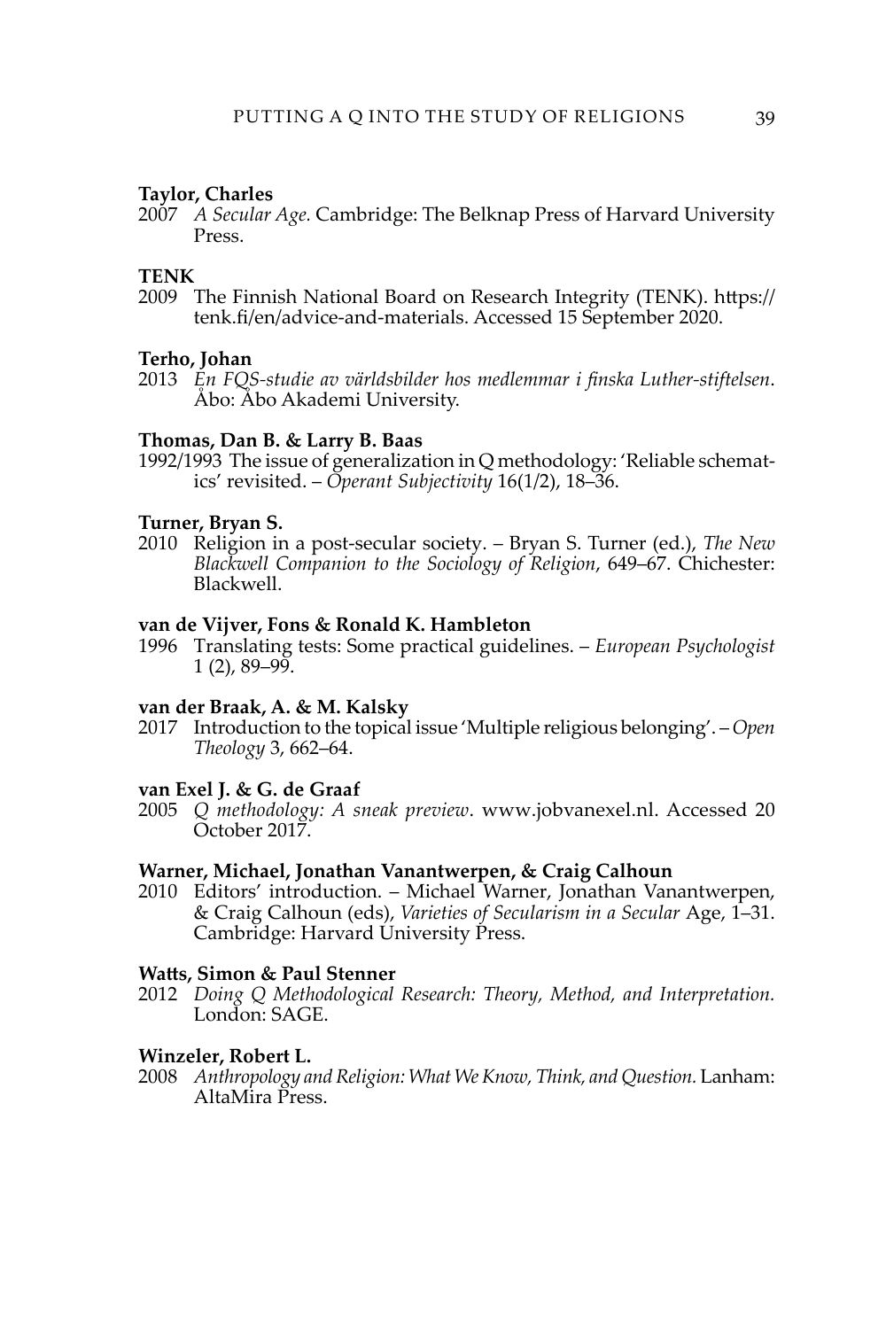**Taylor, Charles**

2007 *A Secular Age.* Cambridge: The Belknap Press of Harvard University Press.

**TENK**

2009 The Finnish National Board on Research Integrity (TENK). https://tenk.fi/en/advice-and-materials. Accessed 15 September 2020.

**Terho, Johan**

2013 *En FQS-studie av världsbilder hos medlemmar i finska Luther-stiftelsen*. Åbo: Åbo Akademi University.

**Thomas, Dan B. & Larry B. Baas**

1992/1993 The issue of generalization in Q methodology: 'Reliable schematics' revisited. – *Operant Subjectivity* 16(1/2), 18–36.

**Turner, Bryan S.**

2010 Religion in a post-secular society. – Bryan S. Turner (ed.), *The New Blackwell Companion to the Sociology of Religion*, 649–67. Chichester: Blackwell.

**van de Vijver, Fons & Ronald K. Hambleton**

1996 Translating tests: Some practical guidelines. – *European Psychologist* 1 (2), 89–99.

**van der Braak, A. & M. Kalsky**

2017 Introduction to the topical issue 'Multiple religious belonging'. – *Open Theology* 3, 662–64.

**van Exel J. & G. de Graaf**

2005 *Q methodology: A sneak preview*. www.jobvanexel.nl. Accessed 20 October 2017.

**Warner, Michael, Jonathan Vanantwerpen, & Craig Calhoun**

2010 Editors' introduction. – Michael Warner, Jonathan Vanantwerpen, & Craig Calhoun (eds), *Varieties of Secularism in a Secular* Age, 1–31. Cambridge: Harvard University Press.

**Watts, Simon & Paul Stenner**

2012 *Doing Q Methodological Research: Theory, Method, and Interpretation.* London: SAGE.

**Winzeler, Robert L.**

2008 *Anthropology and Religion: What We Know, Think, and Question.* Lanham: AltaMira Press.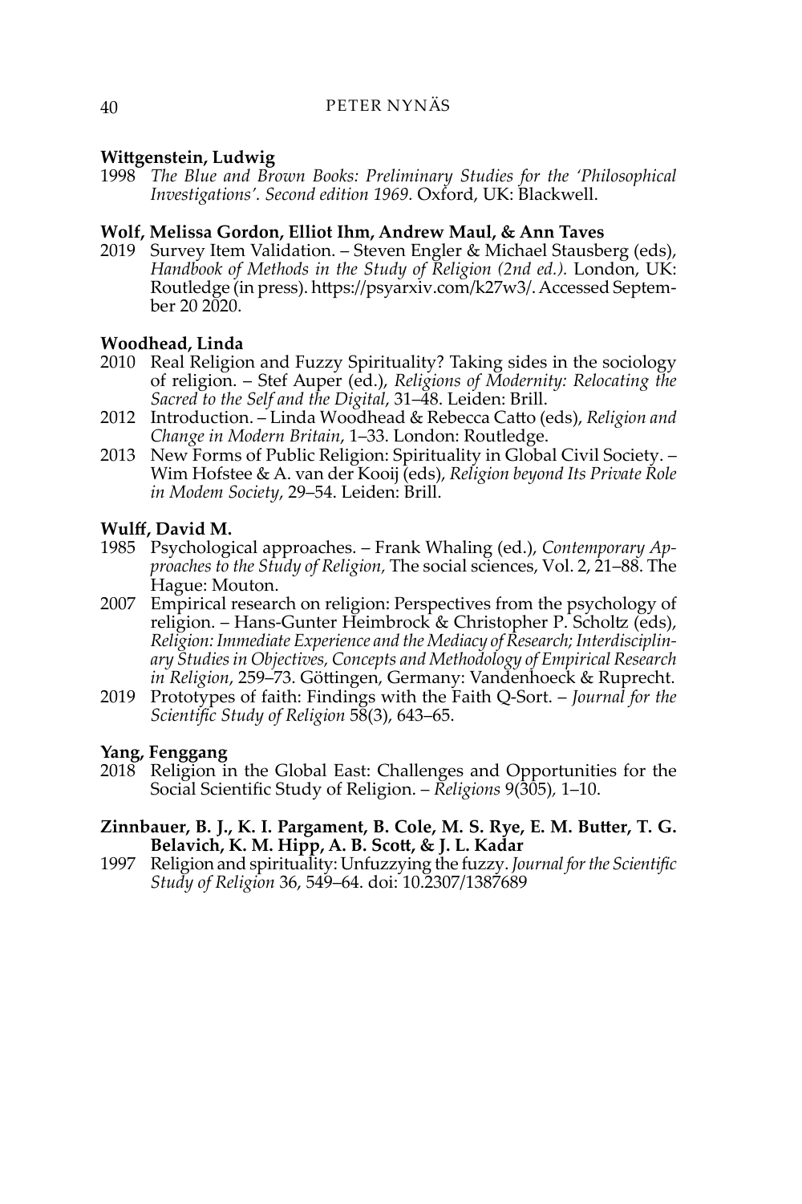**Wittgenstein, Ludwig**

1998 *The Blue and Brown Books: Preliminary Studies for the 'Philosophical Investigations'. Second edition 1969.* Oxford, UK: Blackwell.

**Wolf, Melissa Gordon, Elliot Ihm, Andrew Maul, & Ann Taves**

2019 Survey Item Validation. – Steven Engler & Michael Stausberg (eds), *Handbook of Methods in the Study of Religion (2nd ed.).* London, UK: Routledge (in press). https://psyarxiv.com/k27w3/. Accessed September 20 2020.

**Woodhead, Linda**

2010 Real Religion and Fuzzy Spirituality? Taking sides in the sociology of religion. – Stef Auper (ed.), *Religions of Modernity: Relocating the Sacred to the Self and the Digital*, 31–48. Leiden: Brill.

2012 Introduction. – Linda Woodhead & Rebecca Catto (eds), *Religion and Change in Modern Britain*, 1–33. London: Routledge.

2013 New Forms of Public Religion: Spirituality in Global Civil Society. – Wim Hofstee & A. van der Kooij (eds), *Religion beyond Its Private Role in Modem Society*, 29–54. Leiden: Brill.

**Wulff, David M.**

1985 Psychological approaches. – Frank Whaling (ed.), *Contemporary Approaches to the Study of Religion,* The social sciences, Vol. 2, 21–88. The Hague: Mouton.

2007 Empirical research on religion: Perspectives from the psychology of religion. – Hans-Gunter Heimbrock & Christopher P. Scholtz (eds), *Religion: Immediate Experience and the Mediacy of Research; Interdisciplinary Studies in Objectives, Concepts and Methodology of Empirical Research in Religion*, 259–73. Göttingen, Germany: Vandenhoeck & Ruprecht.

2019 Prototypes of faith: Findings with the Faith Q-Sort. – *Journal for the Scientific Study of Religion* 58(3), 643–65.

**Yang, Fenggang**

2018 Religion in the Global East: Challenges and Opportunities for the Social Scientific Study of Religion. – *Religions* 9(305), 1–10.

**Zinnbauer, B. J., K. I. Pargament, B. Cole, M. S. Rye, E. M. Butter, T. G. Belavich, K. M. Hipp, A. B. Scott, & J. L. Kadar**

1997 Religion and spirituality: Unfuzzying the fuzzy. *Journal for the Scientific Study of Religion* 36, 549–64. doi: 10.2307/1387689